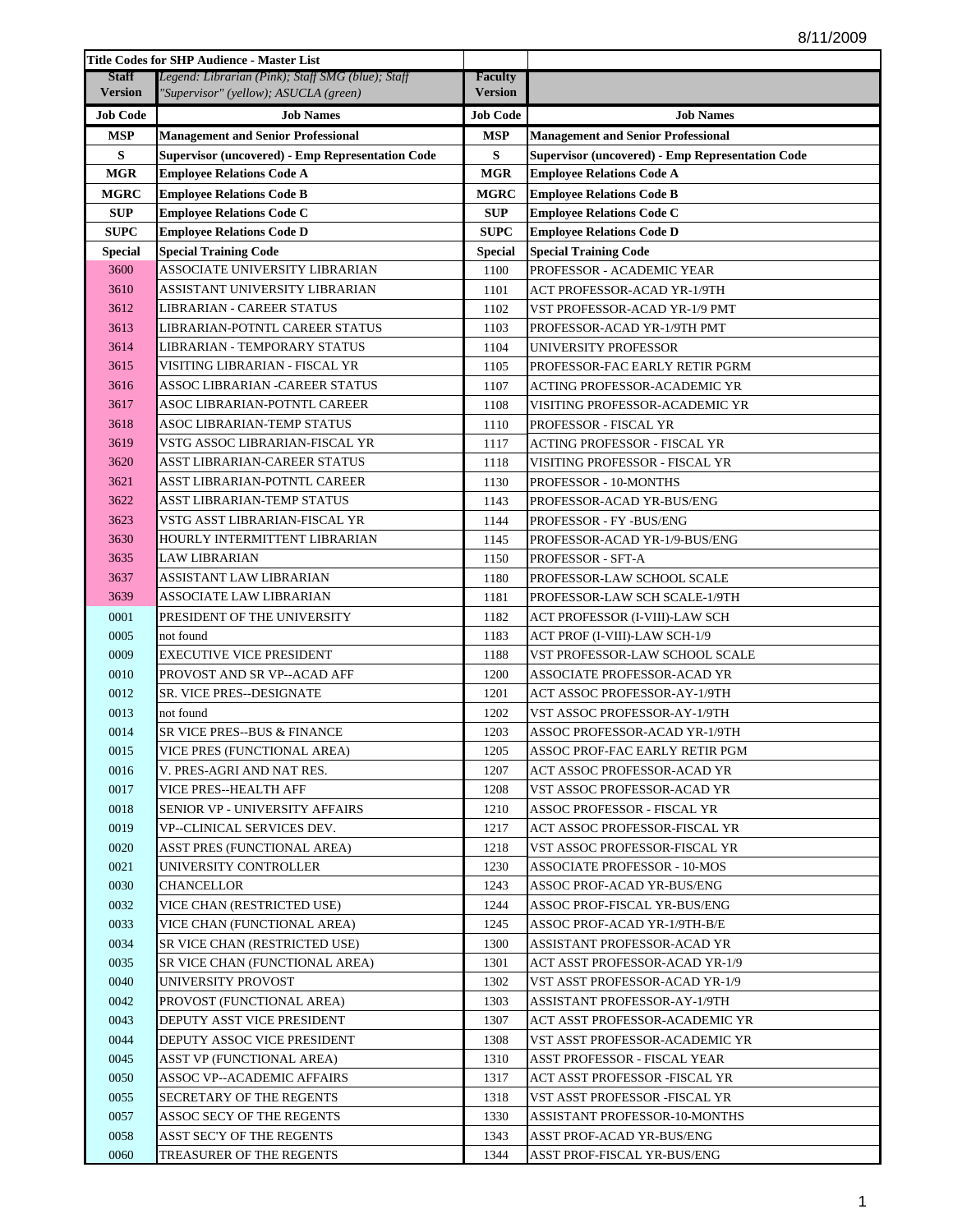8/11/2009

| Title Codes for SHP Audience - Master List | | | |
|---|---|---|---|
| **Staff Version** | *Legend: Librarian (Pink); Staff SMG (blue); Staff "Supervisor" (yellow); ASUCLA (green)* | **Faculty Version** | |
| **Job Code** | **Job Names** | **Job Code** | **Job Names** |
| **MSP** | **Management and Senior Professional** | **MSP** | **Management and Senior Professional** |
| **S** | **Supervisor (uncovered) - Emp Representation Code** | **S** | **Supervisor (uncovered) - Emp Representation Code** |
| **MGR** | **Employee Relations Code A** | **MGR** | **Employee Relations Code A** |
| **MGRC** | **Employee Relations Code B** | **MGRC** | **Employee Relations Code B** |
| **SUP** | **Employee Relations Code C** | **SUP** | **Employee Relations Code C** |
| **SUPC** | **Employee Relations Code D** | **SUPC** | **Employee Relations Code D** |
| **Special** | **Special Training Code** | **Special** | **Special Training Code** |
| 3600 | ASSOCIATE UNIVERSITY LIBRARIAN | 1100 | PROFESSOR - ACADEMIC YEAR |
| 3610 | ASSISTANT UNIVERSITY LIBRARIAN | 1101 | ACT PROFESSOR-ACAD YR-1/9TH |
| 3612 | LIBRARIAN - CAREER STATUS | 1102 | VST PROFESSOR-ACAD YR-1/9 PMT |
| 3613 | LIBRARIAN-POTNTL CAREER STATUS | 1103 | PROFESSOR-ACAD YR-1/9TH PMT |
| 3614 | LIBRARIAN - TEMPORARY STATUS | 1104 | UNIVERSITY PROFESSOR |
| 3615 | VISITING LIBRARIAN - FISCAL YR | 1105 | PROFESSOR-FAC EARLY RETIR PGRM |
| 3616 | ASSOC LIBRARIAN -CAREER STATUS | 1107 | ACTING PROFESSOR-ACADEMIC YR |
| 3617 | ASOC LIBRARIAN-POTNTL CAREER | 1108 | VISITING PROFESSOR-ACADEMIC YR |
| 3618 | ASOC LIBRARIAN-TEMP STATUS | 1110 | PROFESSOR - FISCAL YR |
| 3619 | VSTG ASSOC LIBRARIAN-FISCAL YR | 1117 | ACTING PROFESSOR - FISCAL YR |
| 3620 | ASST LIBRARIAN-CAREER STATUS | 1118 | VISITING PROFESSOR - FISCAL YR |
| 3621 | ASST LIBRARIAN-POTNTL CAREER | 1130 | PROFESSOR - 10-MONTHS |
| 3622 | ASST LIBRARIAN-TEMP STATUS | 1143 | PROFESSOR-ACAD YR-BUS/ENG |
| 3623 | VSTG ASST LIBRARIAN-FISCAL YR | 1144 | PROFESSOR - FY -BUS/ENG |
| 3630 | HOURLY INTERMITTENT LIBRARIAN | 1145 | PROFESSOR-ACAD YR-1/9-BUS/ENG |
| 3635 | LAW LIBRARIAN | 1150 | PROFESSOR - SFT-A |
| 3637 | ASSISTANT LAW LIBRARIAN | 1180 | PROFESSOR-LAW SCHOOL SCALE |
| 3639 | ASSOCIATE LAW LIBRARIAN | 1181 | PROFESSOR-LAW SCH SCALE-1/9TH |
| 0001 | PRESIDENT OF THE UNIVERSITY | 1182 | ACT PROFESSOR (I-VIII)-LAW SCH |
| 0005 | not found | 1183 | ACT PROF (I-VIII)-LAW SCH-1/9 |
| 0009 | EXECUTIVE VICE PRESIDENT | 1188 | VST PROFESSOR-LAW SCHOOL SCALE |
| 0010 | PROVOST AND SR VP--ACAD AFF | 1200 | ASSOCIATE PROFESSOR-ACAD YR |
| 0012 | SR. VICE PRES--DESIGNATE | 1201 | ACT ASSOC PROFESSOR-AY-1/9TH |
| 0013 | not found | 1202 | VST ASSOC PROFESSOR-AY-1/9TH |
| 0014 | SR VICE PRES--BUS & FINANCE | 1203 | ASSOC PROFESSOR-ACAD YR-1/9TH |
| 0015 | VICE PRES (FUNCTIONAL AREA) | 1205 | ASSOC PROF-FAC EARLY RETIR PGM |
| 0016 | V. PRES-AGRI AND NAT RES. | 1207 | ACT ASSOC PROFESSOR-ACAD YR |
| 0017 | VICE PRES--HEALTH AFF | 1208 | VST ASSOC PROFESSOR-ACAD YR |
| 0018 | SENIOR VP - UNIVERSITY AFFAIRS | 1210 | ASSOC PROFESSOR - FISCAL YR |
| 0019 | VP--CLINICAL SERVICES DEV. | 1217 | ACT ASSOC PROFESSOR-FISCAL YR |
| 0020 | ASST PRES (FUNCTIONAL AREA) | 1218 | VST ASSOC PROFESSOR-FISCAL YR |
| 0021 | UNIVERSITY CONTROLLER | 1230 | ASSOCIATE PROFESSOR - 10-MOS |
| 0030 | CHANCELLOR | 1243 | ASSOC PROF-ACAD YR-BUS/ENG |
| 0032 | VICE CHAN (RESTRICTED USE) | 1244 | ASSOC PROF-FISCAL YR-BUS/ENG |
| 0033 | VICE CHAN (FUNCTIONAL AREA) | 1245 | ASSOC PROF-ACAD YR-1/9TH-B/E |
| 0034 | SR VICE CHAN (RESTRICTED USE) | 1300 | ASSISTANT PROFESSOR-ACAD YR |
| 0035 | SR VICE CHAN (FUNCTIONAL AREA) | 1301 | ACT ASST PROFESSOR-ACAD YR-1/9 |
| 0040 | UNIVERSITY PROVOST | 1302 | VST ASST PROFESSOR-ACAD YR-1/9 |
| 0042 | PROVOST (FUNCTIONAL AREA) | 1303 | ASSISTANT PROFESSOR-AY-1/9TH |
| 0043 | DEPUTY ASST VICE PRESIDENT | 1307 | ACT ASST PROFESSOR-ACADEMIC YR |
| 0044 | DEPUTY ASSOC VICE PRESIDENT | 1308 | VST ASST PROFESSOR-ACADEMIC YR |
| 0045 | ASST VP (FUNCTIONAL AREA) | 1310 | ASST PROFESSOR - FISCAL YEAR |
| 0050 | ASSOC VP--ACADEMIC AFFAIRS | 1317 | ACT ASST PROFESSOR -FISCAL YR |
| 0055 | SECRETARY OF THE REGENTS | 1318 | VST ASST PROFESSOR -FISCAL YR |
| 0057 | ASSOC SECY OF THE REGENTS | 1330 | ASSISTANT PROFESSOR-10-MONTHS |
| 0058 | ASST SEC'Y OF THE REGENTS | 1343 | ASST PROF-ACAD YR-BUS/ENG |
| 0060 | TREASURER OF THE REGENTS | 1344 | ASST PROF-FISCAL YR-BUS/ENG |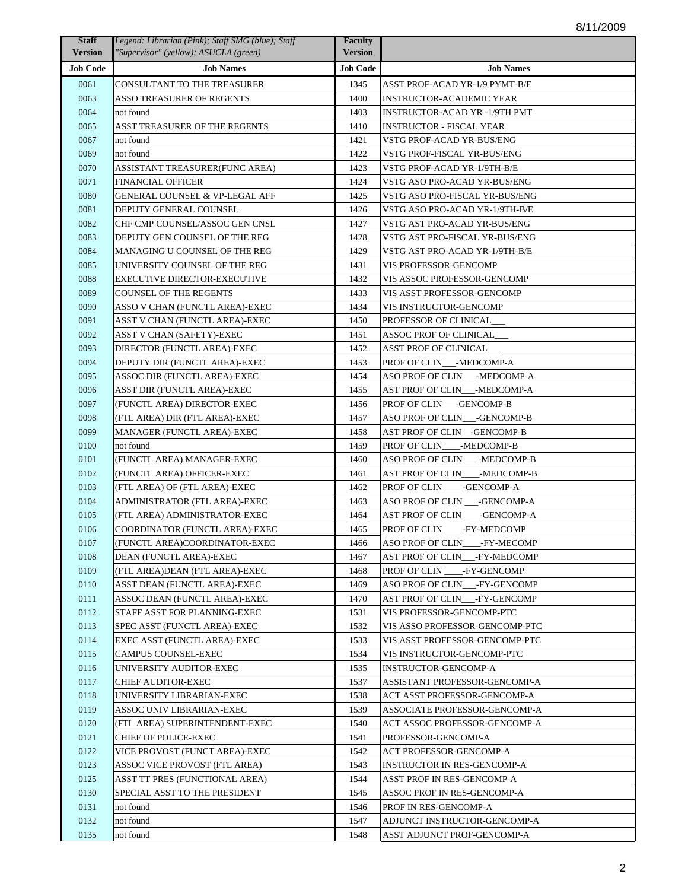8/11/2009

| Staff Version | *Legend: Librarian (Pink); Staff SMG (blue); Staff "Supervisor" (yellow); ASUCLA (green)* | Faculty Version | |
|---|---|---|---|
| **Job Code** | **Job Names** | **Job Code** | **Job Names** |
| 0061 | CONSULTANT TO THE TREASURER | 1345 | ASST PROF-ACAD YR-1/9 PYMT-B/E |
| 0063 | ASSO TREASURER OF REGENTS | 1400 | INSTRUCTOR-ACADEMIC YEAR |
| 0064 | not found | 1403 | INSTRUCTOR-ACAD YR -1/9TH PMT |
| 0065 | ASST TREASURER OF THE REGENTS | 1410 | INSTRUCTOR - FISCAL YEAR |
| 0067 | not found | 1421 | VSTG PROF-ACAD YR-BUS/ENG |
| 0069 | not found | 1422 | VSTG PROF-FISCAL YR-BUS/ENG |
| 0070 | ASSISTANT TREASURER(FUNC AREA) | 1423 | VSTG PROF-ACAD YR-1/9TH-B/E |
| 0071 | FINANCIAL OFFICER | 1424 | VSTG ASO PRO-ACAD YR-BUS/ENG |
| 0080 | GENERAL COUNSEL & VP-LEGAL AFF | 1425 | VSTG ASO PRO-FISCAL YR-BUS/ENG |
| 0081 | DEPUTY GENERAL COUNSEL | 1426 | VSTG ASO PRO-ACAD YR-1/9TH-B/E |
| 0082 | CHF CMP COUNSEL/ASSOC GEN CNSL | 1427 | VSTG AST PRO-ACAD YR-BUS/ENG |
| 0083 | DEPUTY GEN COUNSEL OF THE REG | 1428 | VSTG AST PRO-FISCAL YR-BUS/ENG |
| 0084 | MANAGING U COUNSEL OF THE REG | 1429 | VSTG AST PRO-ACAD YR-1/9TH-B/E |
| 0085 | UNIVERSITY COUNSEL OF THE REG | 1431 | VIS PROFESSOR-GENCOMP |
| 0088 | EXECUTIVE DIRECTOR-EXECUTIVE | 1432 | VIS ASSOC PROFESSOR-GENCOMP |
| 0089 | COUNSEL OF THE REGENTS | 1433 | VIS ASST PROFESSOR-GENCOMP |
| 0090 | ASSO V CHAN (FUNCTL AREA)-EXEC | 1434 | VIS INSTRUCTOR-GENCOMP |
| 0091 | ASST V CHAN (FUNCTL AREA)-EXEC | 1450 | PROFESSOR OF CLINICAL___ |
| 0092 | ASST V CHAN (SAFETY)-EXEC | 1451 | ASSOC PROF OF CLINICAL___ |
| 0093 | DIRECTOR (FUNCTL AREA)-EXEC | 1452 | ASST PROF OF CLINICAL___ |
| 0094 | DEPUTY DIR (FUNCTL AREA)-EXEC | 1453 | PROF OF CLIN___-MEDCOMP-A |
| 0095 | ASSOC DIR (FUNCTL AREA)-EXEC | 1454 | ASO PROF OF CLIN___-MEDCOMP-A |
| 0096 | ASST DIR (FUNCTL AREA)-EXEC | 1455 | AST PROF OF CLIN___-MEDCOMP-A |
| 0097 | (FUNCTL AREA) DIRECTOR-EXEC | 1456 | PROF OF CLIN___-GENCOMP-B |
| 0098 | (FTL AREA) DIR (FTL AREA)-EXEC | 1457 | ASO PROF OF CLIN___-GENCOMP-B |
| 0099 | MANAGER (FUNCTL AREA)-EXEC | 1458 | AST PROF OF CLIN__-GENCOMP-B |
| 0100 | not found | 1459 | PROF OF CLIN____-MEDCOMP-B |
| 0101 | (FUNCTL AREA) MANAGER-EXEC | 1460 | ASO PROF OF CLIN ___-MEDCOMP-B |
| 0102 | (FUNCTL AREA) OFFICER-EXEC | 1461 | AST PROF OF CLIN____-MEDCOMP-B |
| 0103 | (FTL AREA) OF (FTL AREA)-EXEC | 1462 | PROF OF CLIN ____-GENCOMP-A |
| 0104 | ADMINISTRATOR (FTL AREA)-EXEC | 1463 | ASO PROF OF CLIN ___-GENCOMP-A |
| 0105 | (FTL AREA) ADMINISTRATOR-EXEC | 1464 | AST PROF OF CLIN____-GENCOMP-A |
| 0106 | COORDINATOR (FUNCTL AREA)-EXEC | 1465 | PROF OF CLIN ____-FY-MEDCOMP |
| 0107 | (FUNCTL AREA)COORDINATOR-EXEC | 1466 | ASO PROF OF CLIN____-FY-MECOMP |
| 0108 | DEAN (FUNCTL AREA)-EXEC | 1467 | AST PROF OF CLIN___-FY-MEDCOMP |
| 0109 | (FTL AREA)DEAN (FTL AREA)-EXEC | 1468 | PROF OF CLIN ____-FY-GENCOMP |
| 0110 | ASST DEAN (FUNCTL AREA)-EXEC | 1469 | ASO PROF OF CLIN___-FY-GENCOMP |
| 0111 | ASSOC DEAN (FUNCTL AREA)-EXEC | 1470 | AST PROF OF CLIN___-FY-GENCOMP |
| 0112 | STAFF ASST FOR PLANNING-EXEC | 1531 | VIS PROFESSOR-GENCOMP-PTC |
| 0113 | SPEC ASST (FUNCTL AREA)-EXEC | 1532 | VIS ASSO PROFESSOR-GENCOMP-PTC |
| 0114 | EXEC ASST (FUNCTL AREA)-EXEC | 1533 | VIS ASST PROFESSOR-GENCOMP-PTC |
| 0115 | CAMPUS COUNSEL-EXEC | 1534 | VIS INSTRUCTOR-GENCOMP-PTC |
| 0116 | UNIVERSITY AUDITOR-EXEC | 1535 | INSTRUCTOR-GENCOMP-A |
| 0117 | CHIEF AUDITOR-EXEC | 1537 | ASSISTANT PROFESSOR-GENCOMP-A |
| 0118 | UNIVERSITY LIBRARIAN-EXEC | 1538 | ACT ASST PROFESSOR-GENCOMP-A |
| 0119 | ASSOC UNIV LIBRARIAN-EXEC | 1539 | ASSOCIATE PROFESSOR-GENCOMP-A |
| 0120 | (FTL AREA) SUPERINTENDENT-EXEC | 1540 | ACT ASSOC PROFESSOR-GENCOMP-A |
| 0121 | CHIEF OF POLICE-EXEC | 1541 | PROFESSOR-GENCOMP-A |
| 0122 | VICE PROVOST (FUNCT AREA)-EXEC | 1542 | ACT PROFESSOR-GENCOMP-A |
| 0123 | ASSOC VICE PROVOST (FTL AREA) | 1543 | INSTRUCTOR IN RES-GENCOMP-A |
| 0125 | ASST TT PRES (FUNCTIONAL AREA) | 1544 | ASST PROF IN RES-GENCOMP-A |
| 0130 | SPECIAL ASST TO THE PRESIDENT | 1545 | ASSOC PROF IN RES-GENCOMP-A |
| 0131 | not found | 1546 | PROF IN RES-GENCOMP-A |
| 0132 | not found | 1547 | ADJUNCT INSTRUCTOR-GENCOMP-A |
| 0135 | not found | 1548 | ASST ADJUNCT PROF-GENCOMP-A |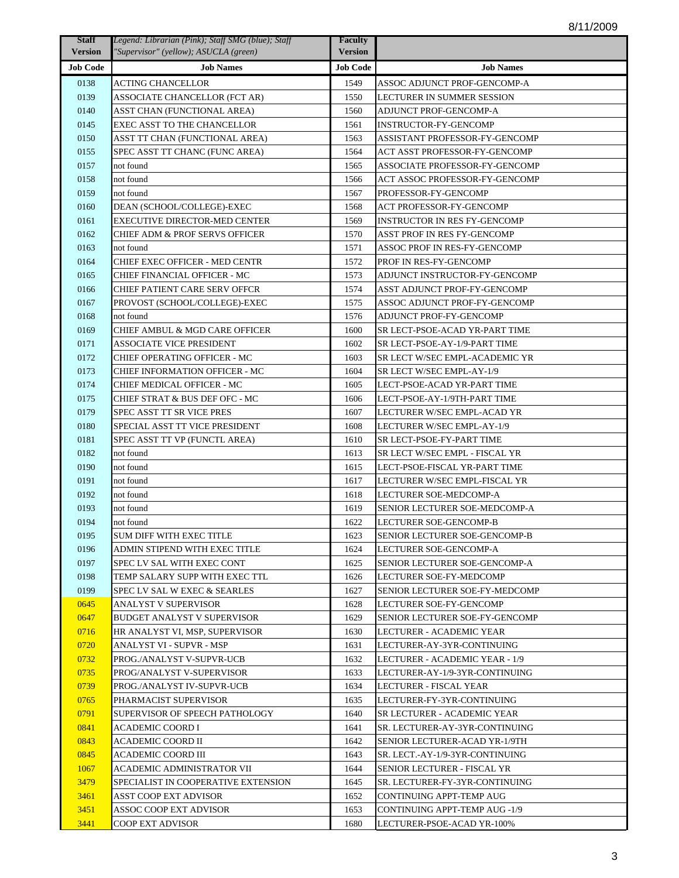8/11/2009

| Staff Version | *Legend: Librarian (Pink); Staff SMG (blue); Staff "Supervisor" (yellow); ASUCLA (green)* | Faculty Version | |
|---|---|---|---|
| **Job Code** | **Job Names** | **Job Code** | **Job Names** |
| 0138 | ACTING CHANCELLOR | 1549 | ASSOC ADJUNCT PROF-GENCOMP-A |
| 0139 | ASSOCIATE CHANCELLOR (FCT AR) | 1550 | LECTURER IN SUMMER SESSION |
| 0140 | ASST CHAN (FUNCTIONAL AREA) | 1560 | ADJUNCT PROF-GENCOMP-A |
| 0145 | EXEC ASST TO THE CHANCELLOR | 1561 | INSTRUCTOR-FY-GENCOMP |
| 0150 | ASST TT CHAN (FUNCTIONAL AREA) | 1563 | ASSISTANT PROFESSOR-FY-GENCOMP |
| 0155 | SPEC ASST TT CHANC (FUNC AREA) | 1564 | ACT ASST PROFESSOR-FY-GENCOMP |
| 0157 | not found | 1565 | ASSOCIATE PROFESSOR-FY-GENCOMP |
| 0158 | not found | 1566 | ACT ASSOC PROFESSOR-FY-GENCOMP |
| 0159 | not found | 1567 | PROFESSOR-FY-GENCOMP |
| 0160 | DEAN (SCHOOL/COLLEGE)-EXEC | 1568 | ACT PROFESSOR-FY-GENCOMP |
| 0161 | EXECUTIVE DIRECTOR-MED CENTER | 1569 | INSTRUCTOR IN RES FY-GENCOMP |
| 0162 | CHIEF ADM & PROF SERVS OFFICER | 1570 | ASST PROF IN RES FY-GENCOMP |
| 0163 | not found | 1571 | ASSOC PROF IN RES-FY-GENCOMP |
| 0164 | CHIEF EXEC OFFICER - MED CENTR | 1572 | PROF IN RES-FY-GENCOMP |
| 0165 | CHIEF FINANCIAL OFFICER - MC | 1573 | ADJUNCT INSTRUCTOR-FY-GENCOMP |
| 0166 | CHIEF PATIENT CARE SERV OFFCR | 1574 | ASST ADJUNCT PROF-FY-GENCOMP |
| 0167 | PROVOST (SCHOOL/COLLEGE)-EXEC | 1575 | ASSOC ADJUNCT PROF-FY-GENCOMP |
| 0168 | not found | 1576 | ADJUNCT PROF-FY-GENCOMP |
| 0169 | CHIEF AMBUL & MGD CARE OFFICER | 1600 | SR LECT-PSOE-ACAD YR-PART TIME |
| 0171 | ASSOCIATE VICE PRESIDENT | 1602 | SR LECT-PSOE-AY-1/9-PART TIME |
| 0172 | CHIEF OPERATING OFFICER - MC | 1603 | SR LECT W/SEC EMPL-ACADEMIC YR |
| 0173 | CHIEF INFORMATION OFFICER - MC | 1604 | SR LECT W/SEC EMPL-AY-1/9 |
| 0174 | CHIEF MEDICAL OFFICER - MC | 1605 | LECT-PSOE-ACAD YR-PART TIME |
| 0175 | CHIEF STRAT & BUS DEF OFC - MC | 1606 | LECT-PSOE-AY-1/9TH-PART TIME |
| 0179 | SPEC ASST TT SR VICE PRES | 1607 | LECTURER W/SEC EMPL-ACAD YR |
| 0180 | SPECIAL ASST TT VICE PRESIDENT | 1608 | LECTURER W/SEC EMPL-AY-1/9 |
| 0181 | SPEC ASST TT VP (FUNCTL AREA) | 1610 | SR LECT-PSOE-FY-PART TIME |
| 0182 | not found | 1613 | SR LECT W/SEC EMPL - FISCAL YR |
| 0190 | not found | 1615 | LECT-PSOE-FISCAL YR-PART TIME |
| 0191 | not found | 1617 | LECTURER W/SEC EMPL-FISCAL YR |
| 0192 | not found | 1618 | LECTURER SOE-MEDCOMP-A |
| 0193 | not found | 1619 | SENIOR LECTURER SOE-MEDCOMP-A |
| 0194 | not found | 1622 | LECTURER SOE-GENCOMP-B |
| 0195 | SUM DIFF WITH EXEC TITLE | 1623 | SENIOR LECTURER SOE-GENCOMP-B |
| 0196 | ADMIN STIPEND WITH EXEC TITLE | 1624 | LECTURER SOE-GENCOMP-A |
| 0197 | SPEC LV SAL WITH EXEC CONT | 1625 | SENIOR LECTURER SOE-GENCOMP-A |
| 0198 | TEMP SALARY SUPP WITH EXEC TTL | 1626 | LECTURER SOE-FY-MEDCOMP |
| 0199 | SPEC LV SAL W EXEC & SEARLES | 1627 | SENIOR LECTURER SOE-FY-MEDCOMP |
| 0645 | ANALYST V SUPERVISOR | 1628 | LECTURER SOE-FY-GENCOMP |
| 0647 | BUDGET ANALYST V SUPERVISOR | 1629 | SENIOR LECTURER SOE-FY-GENCOMP |
| 0716 | HR ANALYST VI, MSP, SUPERVISOR | 1630 | LECTURER - ACADEMIC YEAR |
| 0720 | ANALYST VI - SUPVR - MSP | 1631 | LECTURER-AY-3YR-CONTINUING |
| 0732 | PROG./ANALYST V-SUPVR-UCB | 1632 | LECTURER - ACADEMIC YEAR - 1/9 |
| 0735 | PROG/ANALYST V-SUPERVISOR | 1633 | LECTURER-AY-1/9-3YR-CONTINUING |
| 0739 | PROG./ANALYST IV-SUPVR-UCB | 1634 | LECTURER - FISCAL YEAR |
| 0765 | PHARMACIST SUPERVISOR | 1635 | LECTURER-FY-3YR-CONTINUING |
| 0791 | SUPERVISOR OF SPEECH PATHOLOGY | 1640 | SR LECTURER - ACADEMIC YEAR |
| 0841 | ACADEMIC COORD I | 1641 | SR. LECTURER-AY-3YR-CONTINUING |
| 0843 | ACADEMIC COORD II | 1642 | SENIOR LECTURER-ACAD YR-1/9TH |
| 0845 | ACADEMIC COORD III | 1643 | SR. LECT.-AY-1/9-3YR-CONTINUING |
| 1067 | ACADEMIC ADMINISTRATOR VII | 1644 | SENIOR LECTURER - FISCAL YR |
| 3479 | SPECIALIST IN COOPERATIVE EXTENSION | 1645 | SR. LECTURER-FY-3YR-CONTINUING |
| 3461 | ASST COOP EXT ADVISOR | 1652 | CONTINUING APPT-TEMP AUG |
| 3451 | ASSOC COOP EXT ADVISOR | 1653 | CONTINUING APPT-TEMP AUG -1/9 |
| 3441 | COOP EXT ADVISOR | 1680 | LECTURER-PSOE-ACAD YR-100% |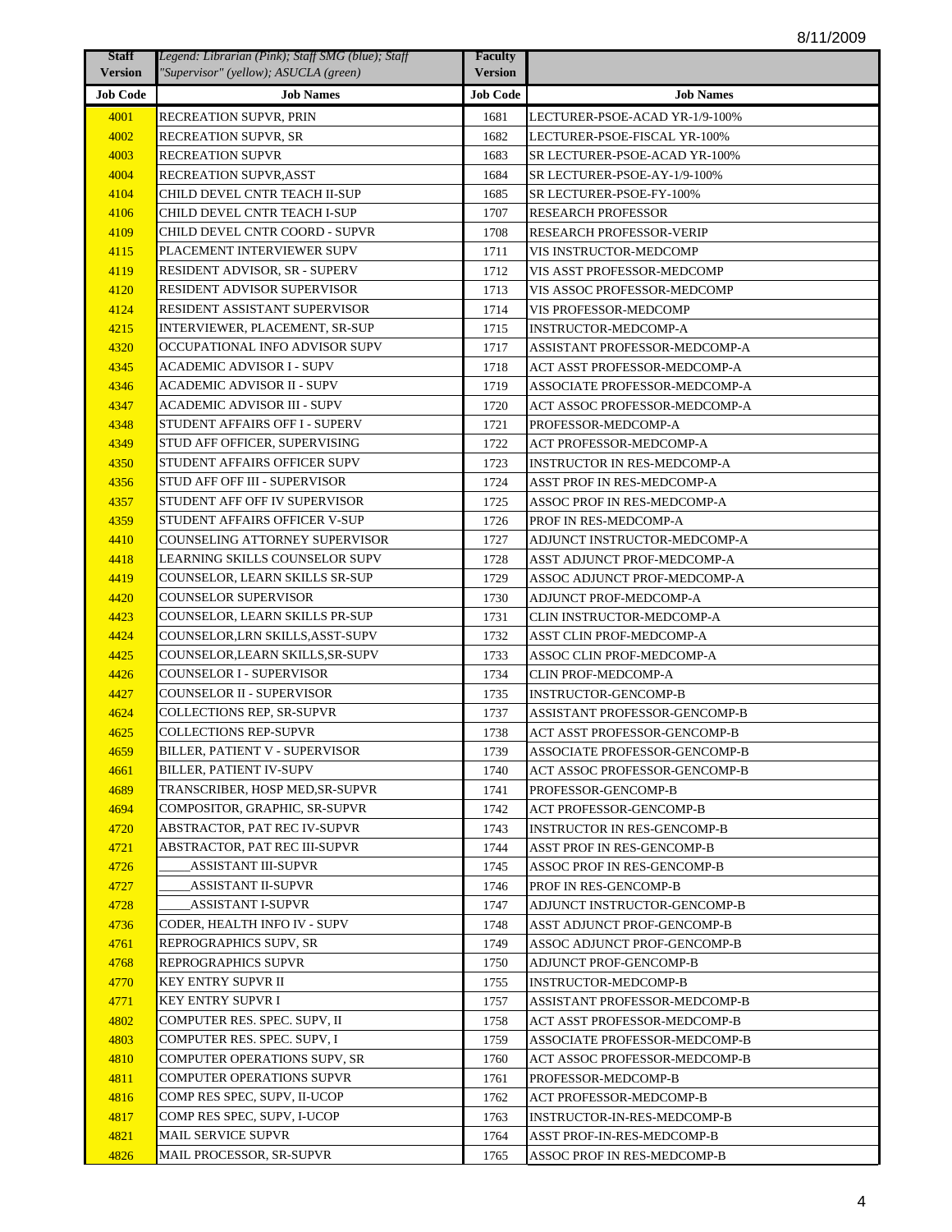| Staff Version | *Legend: Librarian (Pink); Staff SMG (blue); Staff "Supervisor" (yellow); ASUCLA (green)* | Faculty Version | |
|---|---|---|---|
| **Job Code** | **Job Names** | **Job Code** | **Job Names** |
| 4001 | RECREATION SUPVR, PRIN | 1681 | LECTURER-PSOE-ACAD YR-1/9-100% |
| 4002 | RECREATION SUPVR, SR | 1682 | LECTURER-PSOE-FISCAL YR-100% |
| 4003 | RECREATION SUPVR | 1683 | SR LECTURER-PSOE-ACAD YR-100% |
| 4004 | RECREATION SUPVR,ASST | 1684 | SR LECTURER-PSOE-AY-1/9-100% |
| 4104 | CHILD DEVEL CNTR TEACH II-SUP | 1685 | SR LECTURER-PSOE-FY-100% |
| 4106 | CHILD DEVEL CNTR TEACH I-SUP | 1707 | RESEARCH PROFESSOR |
| 4109 | CHILD DEVEL CNTR COORD - SUPVR | 1708 | RESEARCH PROFESSOR-VERIP |
| 4115 | PLACEMENT INTERVIEWER SUPV | 1711 | VIS INSTRUCTOR-MEDCOMP |
| 4119 | RESIDENT ADVISOR, SR - SUPERV | 1712 | VIS ASST PROFESSOR-MEDCOMP |
| 4120 | RESIDENT ADVISOR SUPERVISOR | 1713 | VIS ASSOC PROFESSOR-MEDCOMP |
| 4124 | RESIDENT ASSISTANT SUPERVISOR | 1714 | VIS PROFESSOR-MEDCOMP |
| 4215 | INTERVIEWER, PLACEMENT, SR-SUP | 1715 | INSTRUCTOR-MEDCOMP-A |
| 4320 | OCCUPATIONAL INFO ADVISOR SUPV | 1717 | ASSISTANT PROFESSOR-MEDCOMP-A |
| 4345 | ACADEMIC ADVISOR I - SUPV | 1718 | ACT ASST PROFESSOR-MEDCOMP-A |
| 4346 | ACADEMIC ADVISOR II - SUPV | 1719 | ASSOCIATE PROFESSOR-MEDCOMP-A |
| 4347 | ACADEMIC ADVISOR III - SUPV | 1720 | ACT ASSOC PROFESSOR-MEDCOMP-A |
| 4348 | STUDENT AFFAIRS OFF I - SUPERV | 1721 | PROFESSOR-MEDCOMP-A |
| 4349 | STUD AFF OFFICER, SUPERVISING | 1722 | ACT PROFESSOR-MEDCOMP-A |
| 4350 | STUDENT AFFAIRS OFFICER SUPV | 1723 | INSTRUCTOR IN RES-MEDCOMP-A |
| 4356 | STUD AFF OFF III - SUPERVISOR | 1724 | ASST PROF IN RES-MEDCOMP-A |
| 4357 | STUDENT AFF OFF IV SUPERVISOR | 1725 | ASSOC PROF IN RES-MEDCOMP-A |
| 4359 | STUDENT AFFAIRS OFFICER V-SUP | 1726 | PROF IN RES-MEDCOMP-A |
| 4410 | COUNSELING ATTORNEY SUPERVISOR | 1727 | ADJUNCT INSTRUCTOR-MEDCOMP-A |
| 4418 | LEARNING SKILLS COUNSELOR SUPV | 1728 | ASST ADJUNCT PROF-MEDCOMP-A |
| 4419 | COUNSELOR, LEARN SKILLS SR-SUP | 1729 | ASSOC ADJUNCT PROF-MEDCOMP-A |
| 4420 | COUNSELOR SUPERVISOR | 1730 | ADJUNCT PROF-MEDCOMP-A |
| 4423 | COUNSELOR, LEARN SKILLS PR-SUP | 1731 | CLIN INSTRUCTOR-MEDCOMP-A |
| 4424 | COUNSELOR,LRN SKILLS,ASST-SUPV | 1732 | ASST CLIN PROF-MEDCOMP-A |
| 4425 | COUNSELOR,LEARN SKILLS,SR-SUPV | 1733 | ASSOC CLIN PROF-MEDCOMP-A |
| 4426 | COUNSELOR I - SUPERVISOR | 1734 | CLIN PROF-MEDCOMP-A |
| 4427 | COUNSELOR II - SUPERVISOR | 1735 | INSTRUCTOR-GENCOMP-B |
| 4624 | COLLECTIONS REP, SR-SUPVR | 1737 | ASSISTANT PROFESSOR-GENCOMP-B |
| 4625 | COLLECTIONS REP-SUPVR | 1738 | ACT ASST PROFESSOR-GENCOMP-B |
| 4659 | BILLER, PATIENT V - SUPERVISOR | 1739 | ASSOCIATE PROFESSOR-GENCOMP-B |
| 4661 | BILLER, PATIENT IV-SUPV | 1740 | ACT ASSOC PROFESSOR-GENCOMP-B |
| 4689 | TRANSCRIBER, HOSP MED,SR-SUPVR | 1741 | PROFESSOR-GENCOMP-B |
| 4694 | COMPOSITOR, GRAPHIC, SR-SUPVR | 1742 | ACT PROFESSOR-GENCOMP-B |
| 4720 | ABSTRACTOR, PAT REC IV-SUPVR | 1743 | INSTRUCTOR IN RES-GENCOMP-B |
| 4721 | ABSTRACTOR, PAT REC III-SUPVR | 1744 | ASST PROF IN RES-GENCOMP-B |
| 4726 | _____ASSISTANT III-SUPVR | 1745 | ASSOC PROF IN RES-GENCOMP-B |
| 4727 | _____ASSISTANT II-SUPVR | 1746 | PROF IN RES-GENCOMP-B |
| 4728 | _____ASSISTANT I-SUPVR | 1747 | ADJUNCT INSTRUCTOR-GENCOMP-B |
| 4736 | CODER, HEALTH INFO IV - SUPV | 1748 | ASST ADJUNCT PROF-GENCOMP-B |
| 4761 | REPROGRAPHICS SUPV, SR | 1749 | ASSOC ADJUNCT PROF-GENCOMP-B |
| 4768 | REPROGRAPHICS SUPVR | 1750 | ADJUNCT PROF-GENCOMP-B |
| 4770 | KEY ENTRY SUPVR II | 1755 | INSTRUCTOR-MEDCOMP-B |
| 4771 | KEY ENTRY SUPVR I | 1757 | ASSISTANT PROFESSOR-MEDCOMP-B |
| 4802 | COMPUTER RES. SPEC. SUPV, II | 1758 | ACT ASST PROFESSOR-MEDCOMP-B |
| 4803 | COMPUTER RES. SPEC. SUPV, I | 1759 | ASSOCIATE PROFESSOR-MEDCOMP-B |
| 4810 | COMPUTER OPERATIONS SUPV, SR | 1760 | ACT ASSOC PROFESSOR-MEDCOMP-B |
| 4811 | COMPUTER OPERATIONS SUPVR | 1761 | PROFESSOR-MEDCOMP-B |
| 4816 | COMP RES SPEC, SUPV, II-UCOP | 1762 | ACT PROFESSOR-MEDCOMP-B |
| 4817 | COMP RES SPEC, SUPV, I-UCOP | 1763 | INSTRUCTOR-IN-RES-MEDCOMP-B |
| 4821 | MAIL SERVICE SUPVR | 1764 | ASST PROF-IN-RES-MEDCOMP-B |
| 4826 | MAIL PROCESSOR, SR-SUPVR | 1765 | ASSOC PROF IN RES-MEDCOMP-B |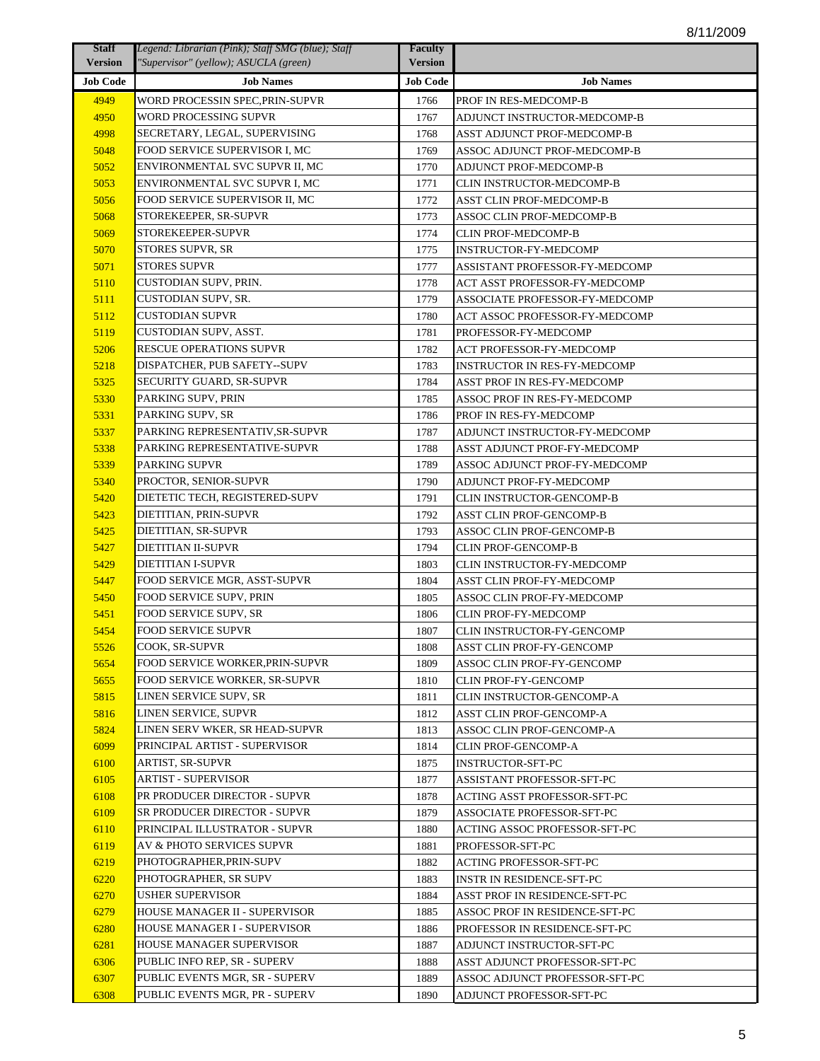| Staff Version | Legend: Librarian (Pink); Staff SMG (blue); Staff "Supervisor" (yellow); ASUCLA (green) | Faculty Version | |
|---|---|---|---|
| **Job Code** | **Job Names** | **Job Code** | **Job Names** |
| 4949 | WORD PROCESSIN SPEC,PRIN-SUPVR | 1766 | PROF IN RES-MEDCOMP-B |
| 4950 | WORD PROCESSING SUPVR | 1767 | ADJUNCT INSTRUCTOR-MEDCOMP-B |
| 4998 | SECRETARY, LEGAL, SUPERVISING | 1768 | ASST ADJUNCT PROF-MEDCOMP-B |
| 5048 | FOOD SERVICE SUPERVISOR I, MC | 1769 | ASSOC ADJUNCT PROF-MEDCOMP-B |
| 5052 | ENVIRONMENTAL SVC SUPVR II, MC | 1770 | ADJUNCT PROF-MEDCOMP-B |
| 5053 | ENVIRONMENTAL SVC SUPVR I, MC | 1771 | CLIN INSTRUCTOR-MEDCOMP-B |
| 5056 | FOOD SERVICE SUPERVISOR II, MC | 1772 | ASST CLIN PROF-MEDCOMP-B |
| 5068 | STOREKEEPER, SR-SUPVR | 1773 | ASSOC CLIN PROF-MEDCOMP-B |
| 5069 | STOREKEEPER-SUPVR | 1774 | CLIN PROF-MEDCOMP-B |
| 5070 | STORES SUPVR, SR | 1775 | INSTRUCTOR-FY-MEDCOMP |
| 5071 | STORES SUPVR | 1777 | ASSISTANT PROFESSOR-FY-MEDCOMP |
| 5110 | CUSTODIAN SUPV, PRIN. | 1778 | ACT ASST PROFESSOR-FY-MEDCOMP |
| 5111 | CUSTODIAN SUPV, SR. | 1779 | ASSOCIATE PROFESSOR-FY-MEDCOMP |
| 5112 | CUSTODIAN SUPVR | 1780 | ACT ASSOC PROFESSOR-FY-MEDCOMP |
| 5119 | CUSTODIAN SUPV, ASST. | 1781 | PROFESSOR-FY-MEDCOMP |
| 5206 | RESCUE OPERATIONS SUPVR | 1782 | ACT PROFESSOR-FY-MEDCOMP |
| 5218 | DISPATCHER, PUB SAFETY--SUPV | 1783 | INSTRUCTOR IN RES-FY-MEDCOMP |
| 5325 | SECURITY GUARD, SR-SUPVR | 1784 | ASST PROF IN RES-FY-MEDCOMP |
| 5330 | PARKING SUPV, PRIN | 1785 | ASSOC PROF IN RES-FY-MEDCOMP |
| 5331 | PARKING SUPV, SR | 1786 | PROF IN RES-FY-MEDCOMP |
| 5337 | PARKING REPRESENTATIV,SR-SUPVR | 1787 | ADJUNCT INSTRUCTOR-FY-MEDCOMP |
| 5338 | PARKING REPRESENTATIVE-SUPVR | 1788 | ASST ADJUNCT PROF-FY-MEDCOMP |
| 5339 | PARKING SUPVR | 1789 | ASSOC ADJUNCT PROF-FY-MEDCOMP |
| 5340 | PROCTOR, SENIOR-SUPVR | 1790 | ADJUNCT PROF-FY-MEDCOMP |
| 5420 | DIETETIC TECH, REGISTERED-SUPV | 1791 | CLIN INSTRUCTOR-GENCOMP-B |
| 5423 | DIETITIAN, PRIN-SUPVR | 1792 | ASST CLIN PROF-GENCOMP-B |
| 5425 | DIETITIAN, SR-SUPVR | 1793 | ASSOC CLIN PROF-GENCOMP-B |
| 5427 | DIETITIAN II-SUPVR | 1794 | CLIN PROF-GENCOMP-B |
| 5429 | DIETITIAN I-SUPVR | 1803 | CLIN INSTRUCTOR-FY-MEDCOMP |
| 5447 | FOOD SERVICE MGR, ASST-SUPVR | 1804 | ASST CLIN PROF-FY-MEDCOMP |
| 5450 | FOOD SERVICE SUPV, PRIN | 1805 | ASSOC CLIN PROF-FY-MEDCOMP |
| 5451 | FOOD SERVICE SUPV, SR | 1806 | CLIN PROF-FY-MEDCOMP |
| 5454 | FOOD SERVICE SUPVR | 1807 | CLIN INSTRUCTOR-FY-GENCOMP |
| 5526 | COOK, SR-SUPVR | 1808 | ASST CLIN PROF-FY-GENCOMP |
| 5654 | FOOD SERVICE WORKER,PRIN-SUPVR | 1809 | ASSOC CLIN PROF-FY-GENCOMP |
| 5655 | FOOD SERVICE WORKER, SR-SUPVR | 1810 | CLIN PROF-FY-GENCOMP |
| 5815 | LINEN SERVICE SUPV, SR | 1811 | CLIN INSTRUCTOR-GENCOMP-A |
| 5816 | LINEN SERVICE, SUPVR | 1812 | ASST CLIN PROF-GENCOMP-A |
| 5824 | LINEN SERV WKER, SR HEAD-SUPVR | 1813 | ASSOC CLIN PROF-GENCOMP-A |
| 6099 | PRINCIPAL ARTIST - SUPERVISOR | 1814 | CLIN PROF-GENCOMP-A |
| 6100 | ARTIST, SR-SUPVR | 1875 | INSTRUCTOR-SFT-PC |
| 6105 | ARTIST - SUPERVISOR | 1877 | ASSISTANT PROFESSOR-SFT-PC |
| 6108 | PR PRODUCER DIRECTOR - SUPVR | 1878 | ACTING ASST PROFESSOR-SFT-PC |
| 6109 | SR PRODUCER DIRECTOR - SUPVR | 1879 | ASSOCIATE PROFESSOR-SFT-PC |
| 6110 | PRINCIPAL ILLUSTRATOR - SUPVR | 1880 | ACTING ASSOC PROFESSOR-SFT-PC |
| 6119 | AV & PHOTO SERVICES SUPVR | 1881 | PROFESSOR-SFT-PC |
| 6219 | PHOTOGRAPHER,PRIN-SUPV | 1882 | ACTING PROFESSOR-SFT-PC |
| 6220 | PHOTOGRAPHER, SR SUPV | 1883 | INSTR IN RESIDENCE-SFT-PC |
| 6270 | USHER SUPERVISOR | 1884 | ASST PROF IN RESIDENCE-SFT-PC |
| 6279 | HOUSE MANAGER II - SUPERVISOR | 1885 | ASSOC PROF IN RESIDENCE-SFT-PC |
| 6280 | HOUSE MANAGER I - SUPERVISOR | 1886 | PROFESSOR IN RESIDENCE-SFT-PC |
| 6281 | HOUSE MANAGER SUPERVISOR | 1887 | ADJUNCT INSTRUCTOR-SFT-PC |
| 6306 | PUBLIC INFO REP, SR - SUPERV | 1888 | ASST ADJUNCT PROFESSOR-SFT-PC |
| 6307 | PUBLIC EVENTS MGR, SR - SUPERV | 1889 | ASSOC ADJUNCT PROFESSOR-SFT-PC |
| 6308 | PUBLIC EVENTS MGR, PR - SUPERV | 1890 | ADJUNCT PROFESSOR-SFT-PC |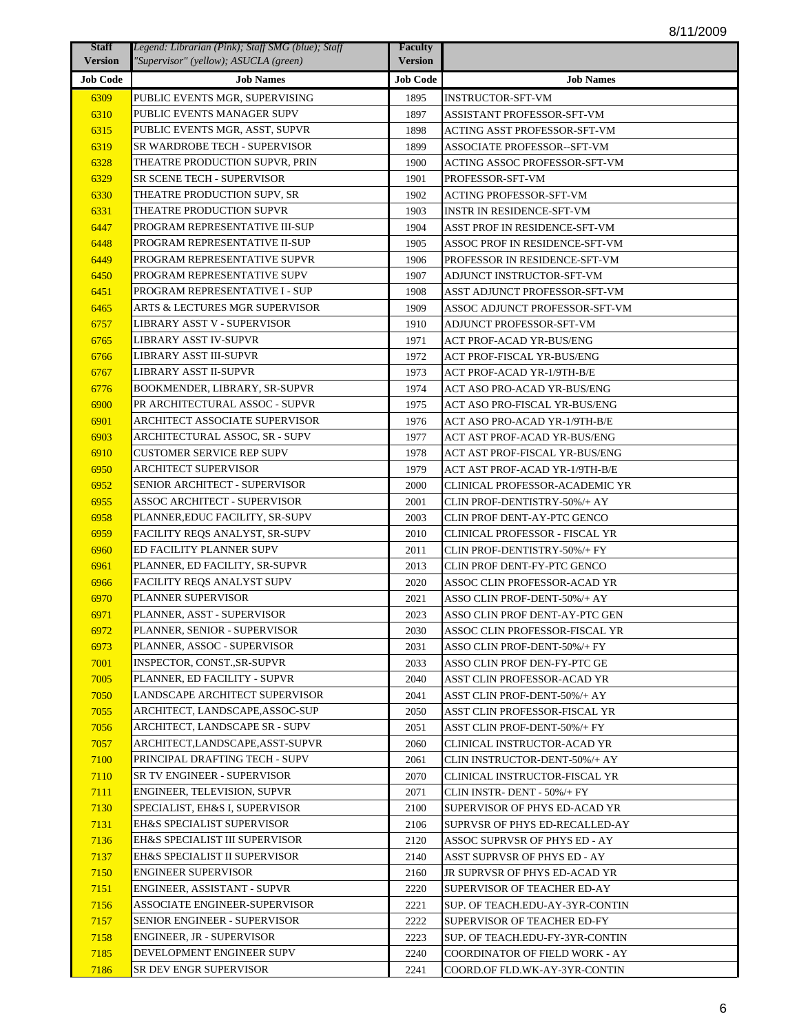8/11/2009

| Staff Version | *Legend: Librarian (Pink); Staff SMG (blue); Staff "Supervisor" (yellow); ASUCLA (green)* | Faculty Version | |
|---|---|---|---|
| **Job Code** | **Job Names** | **Job Code** | **Job Names** |
| 6309 | PUBLIC EVENTS MGR, SUPERVISING | 1895 | INSTRUCTOR-SFT-VM |
| 6310 | PUBLIC EVENTS MANAGER SUPV | 1897 | ASSISTANT PROFESSOR-SFT-VM |
| 6315 | PUBLIC EVENTS MGR, ASST, SUPVR | 1898 | ACTING ASST PROFESSOR-SFT-VM |
| 6319 | SR WARDROBE TECH - SUPERVISOR | 1899 | ASSOCIATE PROFESSOR--SFT-VM |
| 6328 | THEATRE PRODUCTION SUPVR, PRIN | 1900 | ACTING ASSOC PROFESSOR-SFT-VM |
| 6329 | SR SCENE TECH - SUPERVISOR | 1901 | PROFESSOR-SFT-VM |
| 6330 | THEATRE PRODUCTION SUPV, SR | 1902 | ACTING PROFESSOR-SFT-VM |
| 6331 | THEATRE PRODUCTION SUPVR | 1903 | INSTR IN RESIDENCE-SFT-VM |
| 6447 | PROGRAM REPRESENTATIVE III-SUP | 1904 | ASST PROF IN RESIDENCE-SFT-VM |
| 6448 | PROGRAM REPRESENTATIVE II-SUP | 1905 | ASSOC PROF IN RESIDENCE-SFT-VM |
| 6449 | PROGRAM REPRESENTATIVE SUPVR | 1906 | PROFESSOR IN RESIDENCE-SFT-VM |
| 6450 | PROGRAM REPRESENTATIVE SUPV | 1907 | ADJUNCT INSTRUCTOR-SFT-VM |
| 6451 | PROGRAM REPRESENTATIVE I - SUP | 1908 | ASST ADJUNCT PROFESSOR-SFT-VM |
| 6465 | ARTS & LECTURES MGR SUPERVISOR | 1909 | ASSOC ADJUNCT PROFESSOR-SFT-VM |
| 6757 | LIBRARY ASST V - SUPERVISOR | 1910 | ADJUNCT PROFESSOR-SFT-VM |
| 6765 | LIBRARY ASST IV-SUPVR | 1971 | ACT PROF-ACAD YR-BUS/ENG |
| 6766 | LIBRARY ASST III-SUPVR | 1972 | ACT PROF-FISCAL YR-BUS/ENG |
| 6767 | LIBRARY ASST II-SUPVR | 1973 | ACT PROF-ACAD YR-1/9TH-B/E |
| 6776 | BOOKMENDER, LIBRARY, SR-SUPVR | 1974 | ACT ASO PRO-ACAD YR-BUS/ENG |
| 6900 | PR ARCHITECTURAL ASSOC - SUPVR | 1975 | ACT ASO PRO-FISCAL YR-BUS/ENG |
| 6901 | ARCHITECT ASSOCIATE SUPERVISOR | 1976 | ACT ASO PRO-ACAD YR-1/9TH-B/E |
| 6903 | ARCHITECTURAL ASSOC, SR - SUPV | 1977 | ACT AST PROF-ACAD YR-BUS/ENG |
| 6910 | CUSTOMER SERVICE REP SUPV | 1978 | ACT AST PROF-FISCAL YR-BUS/ENG |
| 6950 | ARCHITECT SUPERVISOR | 1979 | ACT AST PROF-ACAD YR-1/9TH-B/E |
| 6952 | SENIOR ARCHITECT - SUPERVISOR | 2000 | CLINICAL PROFESSOR-ACADEMIC YR |
| 6955 | ASSOC ARCHITECT - SUPERVISOR | 2001 | CLIN PROF-DENTISTRY-50%/+ AY |
| 6958 | PLANNER,EDUC FACILITY, SR-SUPV | 2003 | CLIN PROF DENT-AY-PTC GENCO |
| 6959 | FACILITY REQS ANALYST, SR-SUPV | 2010 | CLINICAL PROFESSOR - FISCAL YR |
| 6960 | ED FACILITY PLANNER SUPV | 2011 | CLIN PROF-DENTISTRY-50%/+ FY |
| 6961 | PLANNER, ED FACILITY, SR-SUPVR | 2013 | CLIN PROF DENT-FY-PTC GENCO |
| 6966 | FACILITY REQS ANALYST SUPV | 2020 | ASSOC CLIN PROFESSOR-ACAD YR |
| 6970 | PLANNER SUPERVISOR | 2021 | ASSO CLIN PROF-DENT-50%/+ AY |
| 6971 | PLANNER, ASST - SUPERVISOR | 2023 | ASSO CLIN PROF DENT-AY-PTC GEN |
| 6972 | PLANNER, SENIOR - SUPERVISOR | 2030 | ASSOC CLIN PROFESSOR-FISCAL YR |
| 6973 | PLANNER, ASSOC - SUPERVISOR | 2031 | ASSO CLIN PROF-DENT-50%/+ FY |
| 7001 | INSPECTOR, CONST.,SR-SUPVR | 2033 | ASSO CLIN PROF DEN-FY-PTC GE |
| 7005 | PLANNER, ED FACILITY - SUPVR | 2040 | ASST CLIN PROFESSOR-ACAD YR |
| 7050 | LANDSCAPE ARCHITECT SUPERVISOR | 2041 | ASST CLIN PROF-DENT-50%/+ AY |
| 7055 | ARCHITECT, LANDSCAPE,ASSOC-SUP | 2050 | ASST CLIN PROFESSOR-FISCAL YR |
| 7056 | ARCHITECT, LANDSCAPE SR - SUPV | 2051 | ASST CLIN PROF-DENT-50%/+ FY |
| 7057 | ARCHITECT,LANDSCAPE,ASST-SUPVR | 2060 | CLINICAL INSTRUCTOR-ACAD YR |
| 7100 | PRINCIPAL DRAFTING TECH - SUPV | 2061 | CLIN INSTRUCTOR-DENT-50%/+ AY |
| 7110 | SR TV ENGINEER - SUPERVISOR | 2070 | CLINICAL INSTRUCTOR-FISCAL YR |
| 7111 | ENGINEER, TELEVISION, SUPVR | 2071 | CLIN INSTR- DENT - 50%/+ FY |
| 7130 | SPECIALIST, EH&S I, SUPERVISOR | 2100 | SUPERVISOR OF PHYS ED-ACAD YR |
| 7131 | EH&S SPECIALIST SUPERVISOR | 2106 | SUPRVSR OF PHYS ED-RECALLED-AY |
| 7136 | EH&S SPECIALIST III SUPERVISOR | 2120 | ASSOC SUPRVSR OF PHYS ED - AY |
| 7137 | EH&S SPECIALIST II SUPERVISOR | 2140 | ASST SUPRVSR OF PHYS ED - AY |
| 7150 | ENGINEER SUPERVISOR | 2160 | JR SUPRVSR OF PHYS ED-ACAD YR |
| 7151 | ENGINEER, ASSISTANT - SUPVR | 2220 | SUPERVISOR OF TEACHER ED-AY |
| 7156 | ASSOCIATE ENGINEER-SUPERVISOR | 2221 | SUP. OF TEACH.EDU-AY-3YR-CONTIN |
| 7157 | SENIOR ENGINEER - SUPERVISOR | 2222 | SUPERVISOR OF TEACHER ED-FY |
| 7158 | ENGINEER, JR - SUPERVISOR | 2223 | SUP. OF TEACH.EDU-FY-3YR-CONTIN |
| 7185 | DEVELOPMENT ENGINEER SUPV | 2240 | COORDINATOR OF FIELD WORK - AY |
| 7186 | SR DEV ENGR SUPERVISOR | 2241 | COORD.OF FLD.WK-AY-3YR-CONTIN |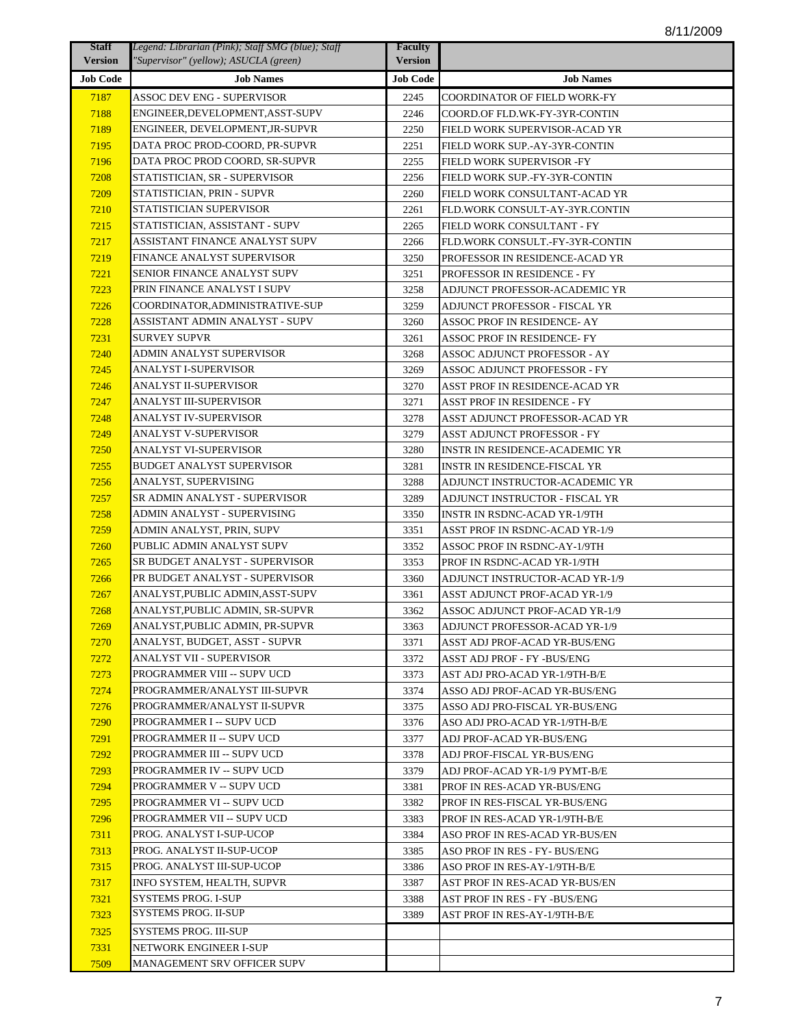8/11/2009

| Staff Version | *Legend: Librarian (Pink); Staff SMG (blue); Staff "Supervisor" (yellow); ASUCLA (green)* | Faculty Version | |
|---|---|---|---|
| **Job Code** | **Job Names** | **Job Code** | **Job Names** |
| 7187 | ASSOC DEV ENG - SUPERVISOR | 2245 | COORDINATOR OF FIELD WORK-FY |
| 7188 | ENGINEER,DEVELOPMENT,ASST-SUPV | 2246 | COORD.OF FLD.WK-FY-3YR-CONTIN |
| 7189 | ENGINEER, DEVELOPMENT,JR-SUPVR | 2250 | FIELD WORK SUPERVISOR-ACAD YR |
| 7195 | DATA PROC PROD-COORD, PR-SUPVR | 2251 | FIELD WORK SUP.-AY-3YR-CONTIN |
| 7196 | DATA PROC PROD COORD, SR-SUPVR | 2255 | FIELD WORK SUPERVISOR -FY |
| 7208 | STATISTICIAN, SR - SUPERVISOR | 2256 | FIELD WORK SUP.-FY-3YR-CONTIN |
| 7209 | STATISTICIAN, PRIN - SUPVR | 2260 | FIELD WORK CONSULTANT-ACAD YR |
| 7210 | STATISTICIAN SUPERVISOR | 2261 | FLD.WORK CONSULT-AY-3YR.CONTIN |
| 7215 | STATISTICIAN, ASSISTANT - SUPV | 2265 | FIELD WORK CONSULTANT - FY |
| 7217 | ASSISTANT FINANCE ANALYST SUPV | 2266 | FLD.WORK CONSULT.-FY-3YR-CONTIN |
| 7219 | FINANCE ANALYST SUPERVISOR | 3250 | PROFESSOR IN RESIDENCE-ACAD YR |
| 7221 | SENIOR FINANCE ANALYST SUPV | 3251 | PROFESSOR IN RESIDENCE - FY |
| 7223 | PRIN FINANCE ANALYST I SUPV | 3258 | ADJUNCT PROFESSOR-ACADEMIC YR |
| 7226 | COORDINATOR,ADMINISTRATIVE-SUP | 3259 | ADJUNCT PROFESSOR - FISCAL YR |
| 7228 | ASSISTANT ADMIN ANALYST - SUPV | 3260 | ASSOC PROF IN RESIDENCE- AY |
| 7231 | SURVEY SUPVR | 3261 | ASSOC PROF IN RESIDENCE- FY |
| 7240 | ADMIN ANALYST SUPERVISOR | 3268 | ASSOC ADJUNCT PROFESSOR - AY |
| 7245 | ANALYST I-SUPERVISOR | 3269 | ASSOC ADJUNCT PROFESSOR - FY |
| 7246 | ANALYST II-SUPERVISOR | 3270 | ASST PROF IN RESIDENCE-ACAD YR |
| 7247 | ANALYST III-SUPERVISOR | 3271 | ASST PROF IN RESIDENCE - FY |
| 7248 | ANALYST IV-SUPERVISOR | 3278 | ASST ADJUNCT PROFESSOR-ACAD YR |
| 7249 | ANALYST V-SUPERVISOR | 3279 | ASST ADJUNCT PROFESSOR - FY |
| 7250 | ANALYST VI-SUPERVISOR | 3280 | INSTR IN RESIDENCE-ACADEMIC YR |
| 7255 | BUDGET ANALYST SUPERVISOR | 3281 | INSTR IN RESIDENCE-FISCAL YR |
| 7256 | ANALYST, SUPERVISING | 3288 | ADJUNCT INSTRUCTOR-ACADEMIC YR |
| 7257 | SR ADMIN ANALYST - SUPERVISOR | 3289 | ADJUNCT INSTRUCTOR - FISCAL YR |
| 7258 | ADMIN ANALYST - SUPERVISING | 3350 | INSTR IN RSDNC-ACAD YR-1/9TH |
| 7259 | ADMIN ANALYST, PRIN, SUPV | 3351 | ASST PROF IN RSDNC-ACAD YR-1/9 |
| 7260 | PUBLIC ADMIN ANALYST SUPV | 3352 | ASSOC PROF IN RSDNC-AY-1/9TH |
| 7265 | SR BUDGET ANALYST - SUPERVISOR | 3353 | PROF IN RSDNC-ACAD YR-1/9TH |
| 7266 | PR BUDGET ANALYST - SUPERVISOR | 3360 | ADJUNCT INSTRUCTOR-ACAD YR-1/9 |
| 7267 | ANALYST,PUBLIC ADMIN,ASST-SUPV | 3361 | ASST ADJUNCT PROF-ACAD YR-1/9 |
| 7268 | ANALYST,PUBLIC ADMIN, SR-SUPVR | 3362 | ASSOC ADJUNCT PROF-ACAD YR-1/9 |
| 7269 | ANALYST,PUBLIC ADMIN, PR-SUPVR | 3363 | ADJUNCT PROFESSOR-ACAD YR-1/9 |
| 7270 | ANALYST, BUDGET, ASST - SUPVR | 3371 | ASST ADJ PROF-ACAD YR-BUS/ENG |
| 7272 | ANALYST VII - SUPERVISOR | 3372 | ASST ADJ PROF - FY -BUS/ENG |
| 7273 | PROGRAMMER VIII -- SUPV UCD | 3373 | AST ADJ PRO-ACAD YR-1/9TH-B/E |
| 7274 | PROGRAMMER/ANALYST III-SUPVR | 3374 | ASSO ADJ PROF-ACAD YR-BUS/ENG |
| 7276 | PROGRAMMER/ANALYST II-SUPVR | 3375 | ASSO ADJ PRO-FISCAL YR-BUS/ENG |
| 7290 | PROGRAMMER I -- SUPV UCD | 3376 | ASO ADJ PRO-ACAD YR-1/9TH-B/E |
| 7291 | PROGRAMMER II -- SUPV UCD | 3377 | ADJ PROF-ACAD YR-BUS/ENG |
| 7292 | PROGRAMMER III -- SUPV UCD | 3378 | ADJ PROF-FISCAL YR-BUS/ENG |
| 7293 | PROGRAMMER IV -- SUPV UCD | 3379 | ADJ PROF-ACAD YR-1/9 PYMT-B/E |
| 7294 | PROGRAMMER V -- SUPV UCD | 3381 | PROF IN RES-ACAD YR-BUS/ENG |
| 7295 | PROGRAMMER VI -- SUPV UCD | 3382 | PROF IN RES-FISCAL YR-BUS/ENG |
| 7296 | PROGRAMMER VII -- SUPV UCD | 3383 | PROF IN RES-ACAD YR-1/9TH-B/E |
| 7311 | PROG. ANALYST I-SUP-UCOP | 3384 | ASO PROF IN RES-ACAD YR-BUS/EN |
| 7313 | PROG. ANALYST II-SUP-UCOP | 3385 | ASO PROF IN RES - FY- BUS/ENG |
| 7315 | PROG. ANALYST III-SUP-UCOP | 3386 | ASO PROF IN RES-AY-1/9TH-B/E |
| 7317 | INFO SYSTEM, HEALTH, SUPVR | 3387 | AST PROF IN RES-ACAD YR-BUS/EN |
| 7321 | SYSTEMS PROG. I-SUP | 3388 | AST PROF IN RES - FY -BUS/ENG |
| 7323 | SYSTEMS PROG. II-SUP | 3389 | AST PROF IN RES-AY-1/9TH-B/E |
| 7325 | SYSTEMS PROG. III-SUP | | |
| 7331 | NETWORK ENGINEER I-SUP | | |
| 7509 | MANAGEMENT SRV OFFICER SUPV | | |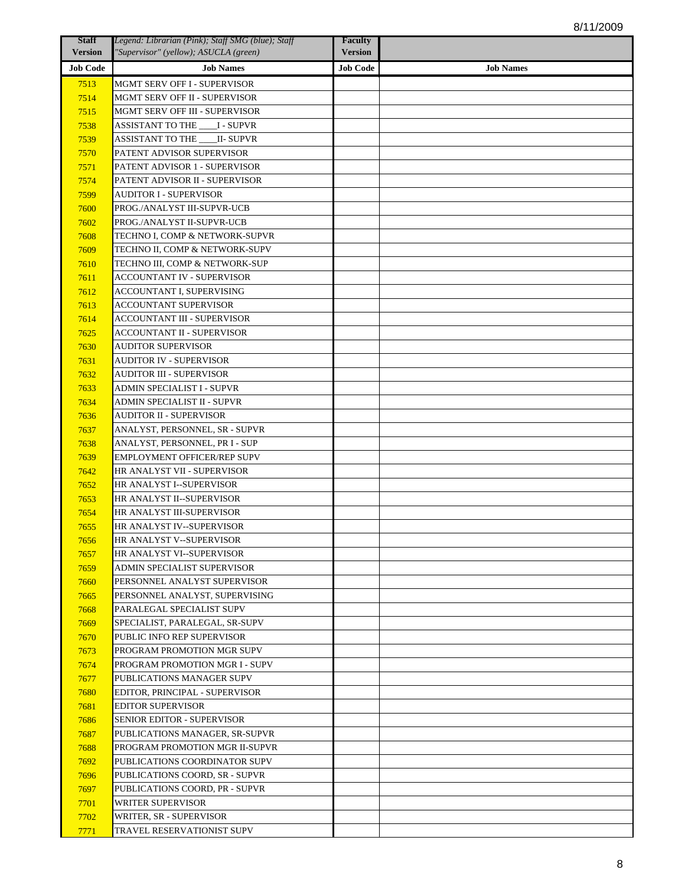8/11/2009

| Staff Version | *Legend: Librarian (Pink); Staff SMG (blue); Staff "Supervisor" (yellow); ASUCLA (green)* | Faculty Version | |
|---|---|---|---|
| **Job Code** | **Job Names** | **Job Code** | **Job Names** |
| 7513 | MGMT SERV OFF I - SUPERVISOR | | |
| 7514 | MGMT SERV OFF II - SUPERVISOR | | |
| 7515 | MGMT SERV OFF III - SUPERVISOR | | |
| 7538 | ASSISTANT TO THE ____I - SUPVR | | |
| 7539 | ASSISTANT TO THE ____II- SUPVR | | |
| 7570 | PATENT ADVISOR SUPERVISOR | | |
| 7571 | PATENT ADVISOR 1 - SUPERVISOR | | |
| 7574 | PATENT ADVISOR II - SUPERVISOR | | |
| 7599 | AUDITOR I - SUPERVISOR | | |
| 7600 | PROG./ANALYST III-SUPVR-UCB | | |
| 7602 | PROG./ANALYST II-SUPVR-UCB | | |
| 7608 | TECHNO I, COMP & NETWORK-SUPVR | | |
| 7609 | TECHNO II, COMP & NETWORK-SUPV | | |
| 7610 | TECHNO III, COMP & NETWORK-SUP | | |
| 7611 | ACCOUNTANT IV - SUPERVISOR | | |
| 7612 | ACCOUNTANT I, SUPERVISING | | |
| 7613 | ACCOUNTANT SUPERVISOR | | |
| 7614 | ACCOUNTANT III - SUPERVISOR | | |
| 7625 | ACCOUNTANT II - SUPERVISOR | | |
| 7630 | AUDITOR SUPERVISOR | | |
| 7631 | AUDITOR IV - SUPERVISOR | | |
| 7632 | AUDITOR III - SUPERVISOR | | |
| 7633 | ADMIN SPECIALIST I - SUPVR | | |
| 7634 | ADMIN SPECIALIST II - SUPVR | | |
| 7636 | AUDITOR II - SUPERVISOR | | |
| 7637 | ANALYST, PERSONNEL, SR - SUPVR | | |
| 7638 | ANALYST, PERSONNEL, PR I - SUP | | |
| 7639 | EMPLOYMENT OFFICER/REP SUPV | | |
| 7642 | HR ANALYST VII - SUPERVISOR | | |
| 7652 | HR ANALYST I--SUPERVISOR | | |
| 7653 | HR ANALYST II--SUPERVISOR | | |
| 7654 | HR ANALYST III-SUPERVISOR | | |
| 7655 | HR ANALYST IV--SUPERVISOR | | |
| 7656 | HR ANALYST V--SUPERVISOR | | |
| 7657 | HR ANALYST VI--SUPERVISOR | | |
| 7659 | ADMIN SPECIALIST SUPERVISOR | | |
| 7660 | PERSONNEL ANALYST SUPERVISOR | | |
| 7665 | PERSONNEL ANALYST, SUPERVISING | | |
| 7668 | PARALEGAL SPECIALIST SUPV | | |
| 7669 | SPECIALIST, PARALEGAL, SR-SUPV | | |
| 7670 | PUBLIC INFO REP SUPERVISOR | | |
| 7673 | PROGRAM PROMOTION MGR SUPV | | |
| 7674 | PROGRAM PROMOTION MGR I - SUPV | | |
| 7677 | PUBLICATIONS MANAGER SUPV | | |
| 7680 | EDITOR, PRINCIPAL - SUPERVISOR | | |
| 7681 | EDITOR SUPERVISOR | | |
| 7686 | SENIOR EDITOR - SUPERVISOR | | |
| 7687 | PUBLICATIONS MANAGER, SR-SUPVR | | |
| 7688 | PROGRAM PROMOTION MGR II-SUPVR | | |
| 7692 | PUBLICATIONS COORDINATOR SUPV | | |
| 7696 | PUBLICATIONS COORD, SR - SUPVR | | |
| 7697 | PUBLICATIONS COORD, PR - SUPVR | | |
| 7701 | WRITER SUPERVISOR | | |
| 7702 | WRITER, SR - SUPERVISOR | | |
| 7771 | TRAVEL RESERVATIONIST SUPV | | |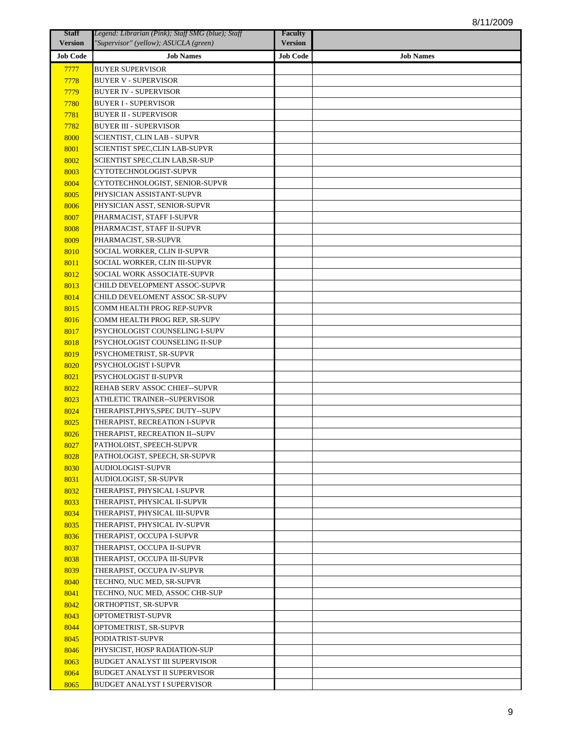8/11/2009

| Staff Version | *Legend: Librarian (Pink); Staff SMG (blue); Staff "Supervisor" (yellow); ASUCLA (green)* | Faculty Version | |
|---|---|---|---|
| **Job Code** | **Job Names** | **Job Code** | **Job Names** |
| 7777 | BUYER SUPERVISOR | | |
| 7778 | BUYER V - SUPERVISOR | | |
| 7779 | BUYER IV - SUPERVISOR | | |
| 7780 | BUYER I - SUPERVISOR | | |
| 7781 | BUYER II - SUPERVISOR | | |
| 7782 | BUYER III - SUPERVISOR | | |
| 8000 | SCIENTIST, CLIN LAB - SUPVR | | |
| 8001 | SCIENTIST SPEC,CLIN LAB-SUPVR | | |
| 8002 | SCIENTIST SPEC,CLIN LAB,SR-SUP | | |
| 8003 | CYTOTECHNOLOGIST-SUPVR | | |
| 8004 | CYTOTECHNOLOGIST, SENIOR-SUPVR | | |
| 8005 | PHYSICIAN ASSISTANT-SUPVR | | |
| 8006 | PHYSICIAN ASST, SENIOR-SUPVR | | |
| 8007 | PHARMACIST, STAFF I-SUPVR | | |
| 8008 | PHARMACIST, STAFF II-SUPVR | | |
| 8009 | PHARMACIST, SR-SUPVR | | |
| 8010 | SOCIAL WORKER, CLIN II-SUPVR | | |
| 8011 | SOCIAL WORKER, CLIN III-SUPVR | | |
| 8012 | SOCIAL WORK ASSOCIATE-SUPVR | | |
| 8013 | CHILD DEVELOPMENT ASSOC-SUPVR | | |
| 8014 | CHILD DEVELOMENT ASSOC SR-SUPV | | |
| 8015 | COMM HEALTH PROG REP-SUPVR | | |
| 8016 | COMM HEALTH PROG REP, SR-SUPV | | |
| 8017 | PSYCHOLOGIST COUNSELING I-SUPV | | |
| 8018 | PSYCHOLOGIST COUNSELING II-SUP | | |
| 8019 | PSYCHOMETRIST, SR-SUPVR | | |
| 8020 | PSYCHOLOGIST I-SUPVR | | |
| 8021 | PSYCHOLOGIST II-SUPVR | | |
| 8022 | REHAB SERV ASSOC CHIEF--SUPVR | | |
| 8023 | ATHLETIC TRAINER--SUPERVISOR | | |
| 8024 | THERAPIST,PHYS,SPEC DUTY--SUPV | | |
| 8025 | THERAPIST, RECREATION I-SUPVR | | |
| 8026 | THERAPIST, RECREATION II--SUPV | | |
| 8027 | PATHOLOIST, SPEECH-SUPVR | | |
| 8028 | PATHOLOGIST, SPEECH, SR-SUPVR | | |
| 8030 | AUDIOLOGIST-SUPVR | | |
| 8031 | AUDIOLOGIST, SR-SUPVR | | |
| 8032 | THERAPIST, PHYSICAL I-SUPVR | | |
| 8033 | THERAPIST, PHYSICAL II-SUPVR | | |
| 8034 | THERAPIST, PHYSICAL III-SUPVR | | |
| 8035 | THERAPIST, PHYSICAL IV-SUPVR | | |
| 8036 | THERAPIST, OCCUPA I-SUPVR | | |
| 8037 | THERAPIST, OCCUPA II-SUPVR | | |
| 8038 | THERAPIST, OCCUPA III-SUPVR | | |
| 8039 | THERAPIST, OCCUPA IV-SUPVR | | |
| 8040 | TECHNO, NUC MED, SR-SUPVR | | |
| 8041 | TECHNO, NUC MED, ASSOC CHR-SUP | | |
| 8042 | ORTHOPTIST, SR-SUPVR | | |
| 8043 | OPTOMETRIST-SUPVR | | |
| 8044 | OPTOMETRIST, SR-SUPVR | | |
| 8045 | PODIATRIST-SUPVR | | |
| 8046 | PHYSICIST, HOSP RADIATION-SUP | | |
| 8063 | BUDGET ANALYST III SUPERVISOR | | |
| 8064 | BUDGET ANALYST II SUPERVISOR | | |
| 8065 | BUDGET ANALYST I SUPERVISOR | | |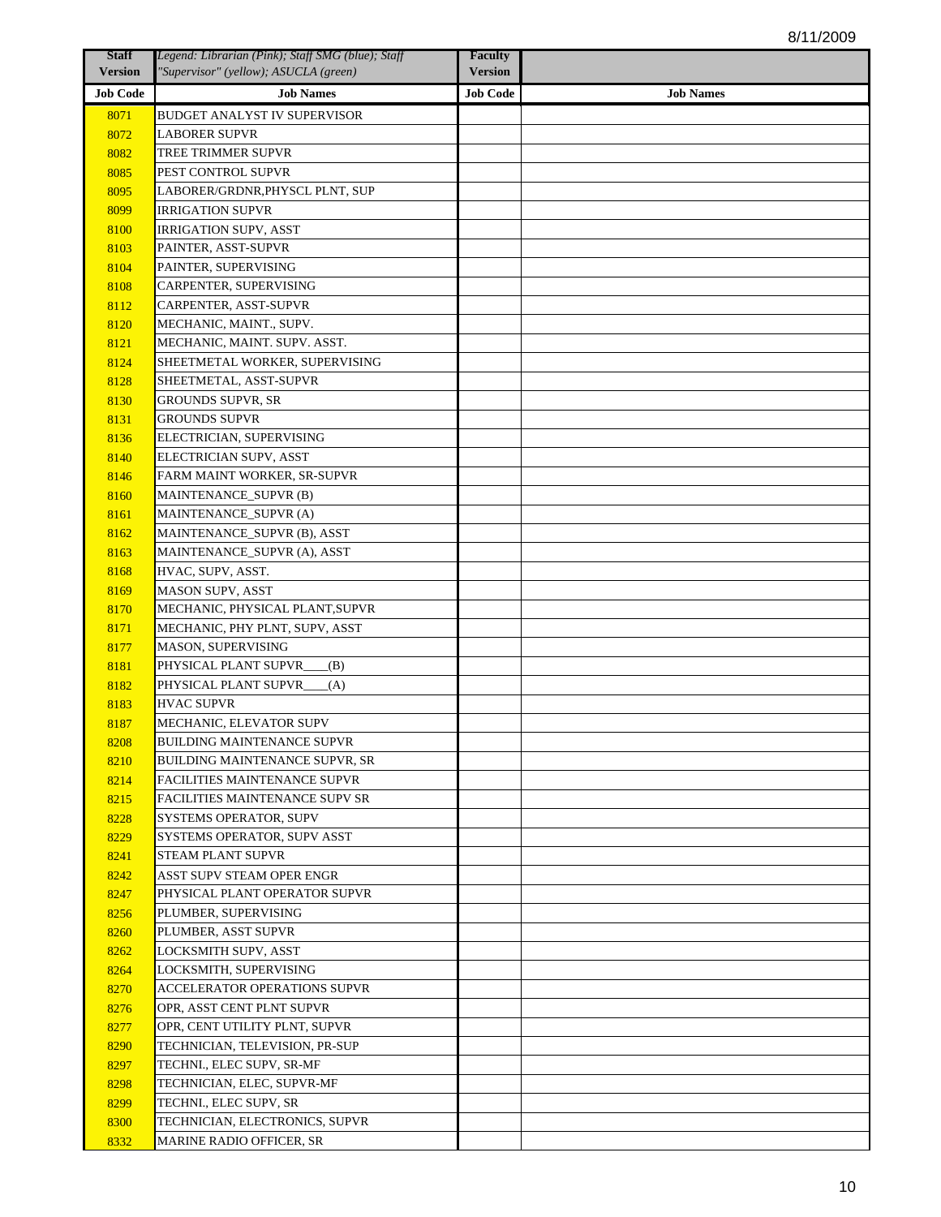8/11/2009

| Staff Version | *Legend: Librarian (Pink); Staff SMG (blue); Staff "Supervisor" (yellow); ASUCLA (green)* | Faculty Version | |
|---|---|---|---|
| **Job Code** | **Job Names** | **Job Code** | **Job Names** |
| 8071 | BUDGET ANALYST IV SUPERVISOR | | |
| 8072 | LABORER SUPVR | | |
| 8082 | TREE TRIMMER SUPVR | | |
| 8085 | PEST CONTROL SUPVR | | |
| 8095 | LABORER/GRDNR,PHYSCL PLNT, SUP | | |
| 8099 | IRRIGATION SUPVR | | |
| 8100 | IRRIGATION SUPV, ASST | | |
| 8103 | PAINTER, ASST-SUPVR | | |
| 8104 | PAINTER, SUPERVISING | | |
| 8108 | CARPENTER, SUPERVISING | | |
| 8112 | CARPENTER, ASST-SUPVR | | |
| 8120 | MECHANIC, MAINT., SUPV. | | |
| 8121 | MECHANIC, MAINT. SUPV. ASST. | | |
| 8124 | SHEETMETAL WORKER, SUPERVISING | | |
| 8128 | SHEETMETAL, ASST-SUPVR | | |
| 8130 | GROUNDS SUPVR, SR | | |
| 8131 | GROUNDS SUPVR | | |
| 8136 | ELECTRICIAN, SUPERVISING | | |
| 8140 | ELECTRICIAN SUPV, ASST | | |
| 8146 | FARM MAINT WORKER, SR-SUPVR | | |
| 8160 | MAINTENANCE_SUPVR (B) | | |
| 8161 | MAINTENANCE_SUPVR (A) | | |
| 8162 | MAINTENANCE_SUPVR (B), ASST | | |
| 8163 | MAINTENANCE_SUPVR (A), ASST | | |
| 8168 | HVAC, SUPV, ASST. | | |
| 8169 | MASON SUPV, ASST | | |
| 8170 | MECHANIC, PHYSICAL PLANT,SUPVR | | |
| 8171 | MECHANIC, PHY PLNT, SUPV, ASST | | |
| 8177 | MASON, SUPERVISING | | |
| 8181 | PHYSICAL PLANT SUPVR____(B) | | |
| 8182 | PHYSICAL PLANT SUPVR____(A) | | |
| 8183 | HVAC SUPVR | | |
| 8187 | MECHANIC, ELEVATOR SUPV | | |
| 8208 | BUILDING MAINTENANCE SUPVR | | |
| 8210 | BUILDING MAINTENANCE SUPVR, SR | | |
| 8214 | FACILITIES MAINTENANCE SUPVR | | |
| 8215 | FACILITIES MAINTENANCE SUPV SR | | |
| 8228 | SYSTEMS OPERATOR, SUPV | | |
| 8229 | SYSTEMS OPERATOR, SUPV ASST | | |
| 8241 | STEAM PLANT SUPVR | | |
| 8242 | ASST SUPV STEAM OPER ENGR | | |
| 8247 | PHYSICAL PLANT OPERATOR SUPVR | | |
| 8256 | PLUMBER, SUPERVISING | | |
| 8260 | PLUMBER, ASST SUPVR | | |
| 8262 | LOCKSMITH SUPV, ASST | | |
| 8264 | LOCKSMITH, SUPERVISING | | |
| 8270 | ACCELERATOR OPERATIONS SUPVR | | |
| 8276 | OPR, ASST CENT PLNT SUPVR | | |
| 8277 | OPR, CENT UTILITY PLNT, SUPVR | | |
| 8290 | TECHNICIAN, TELEVISION, PR-SUP | | |
| 8297 | TECHNI., ELEC SUPV, SR-MF | | |
| 8298 | TECHNICIAN, ELEC, SUPVR-MF | | |
| 8299 | TECHNI., ELEC SUPV, SR | | |
| 8300 | TECHNICIAN, ELECTRONICS, SUPVR | | |
| 8332 | MARINE RADIO OFFICER, SR | | |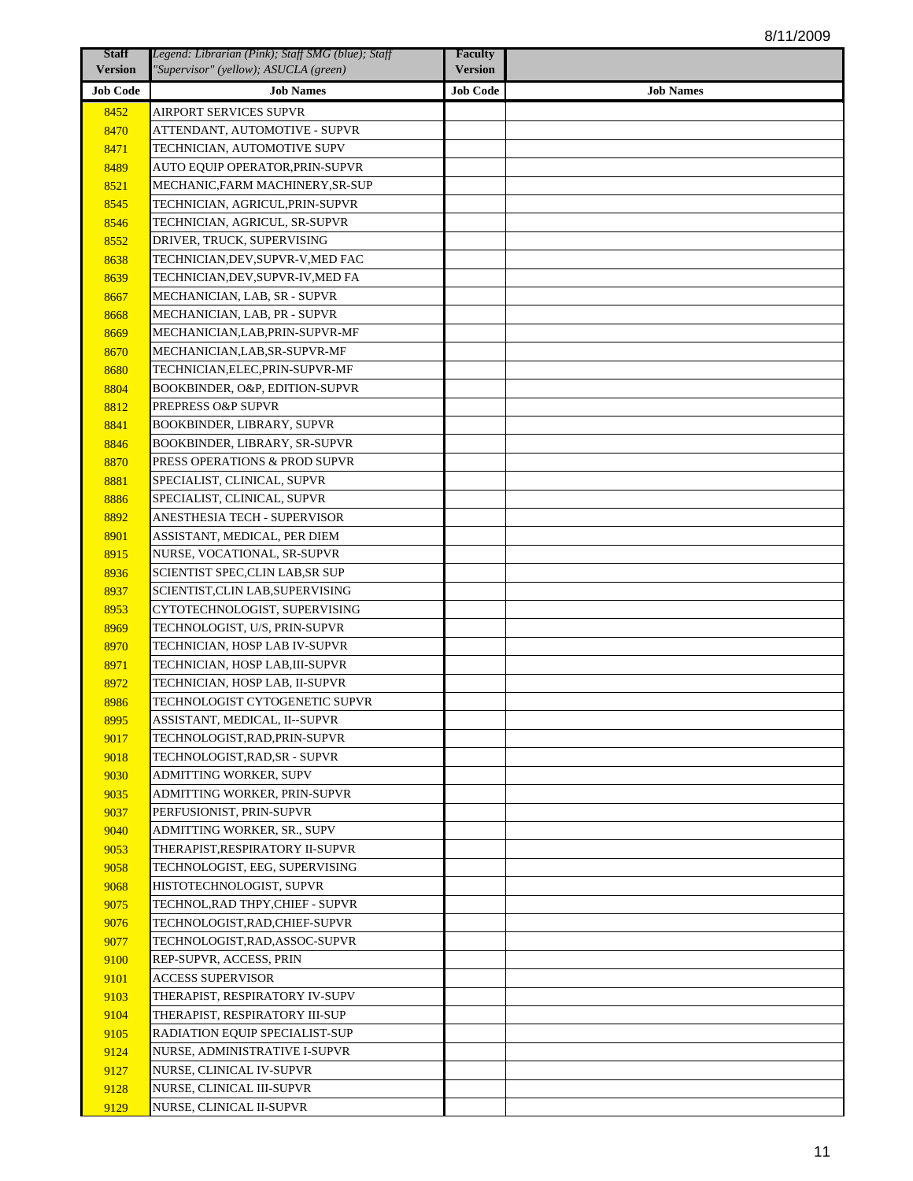| Staff Version | *Legend: Librarian (Pink); Staff SMG (blue); Staff "Supervisor" (yellow); ASUCLA (green)* | Faculty Version | |
|---|---|---|---|
| **Job Code** | **Job Names** | **Job Code** | **Job Names** |
| 8452 | AIRPORT SERVICES SUPVR | | |
| 8470 | ATTENDANT, AUTOMOTIVE - SUPVR | | |
| 8471 | TECHNICIAN, AUTOMOTIVE SUPV | | |
| 8489 | AUTO EQUIP OPERATOR,PRIN-SUPVR | | |
| 8521 | MECHANIC,FARM MACHINERY,SR-SUP | | |
| 8545 | TECHNICIAN, AGRICUL,PRIN-SUPVR | | |
| 8546 | TECHNICIAN, AGRICUL, SR-SUPVR | | |
| 8552 | DRIVER, TRUCK, SUPERVISING | | |
| 8638 | TECHNICIAN,DEV,SUPVR-V,MED FAC | | |
| 8639 | TECHNICIAN,DEV,SUPVR-IV,MED FA | | |
| 8667 | MECHANICIAN, LAB, SR - SUPVR | | |
| 8668 | MECHANICIAN, LAB, PR - SUPVR | | |
| 8669 | MECHANICIAN,LAB,PRIN-SUPVR-MF | | |
| 8670 | MECHANICIAN,LAB,SR-SUPVR-MF | | |
| 8680 | TECHNICIAN,ELEC,PRIN-SUPVR-MF | | |
| 8804 | BOOKBINDER, O&P, EDITION-SUPVR | | |
| 8812 | PREPRESS O&P SUPVR | | |
| 8841 | BOOKBINDER, LIBRARY, SUPVR | | |
| 8846 | BOOKBINDER, LIBRARY, SR-SUPVR | | |
| 8870 | PRESS OPERATIONS & PROD SUPVR | | |
| 8881 | SPECIALIST, CLINICAL, SUPVR | | |
| 8886 | SPECIALIST, CLINICAL, SUPVR | | |
| 8892 | ANESTHESIA TECH - SUPERVISOR | | |
| 8901 | ASSISTANT, MEDICAL, PER DIEM | | |
| 8915 | NURSE, VOCATIONAL, SR-SUPVR | | |
| 8936 | SCIENTIST SPEC,CLIN LAB,SR SUP | | |
| 8937 | SCIENTIST,CLIN LAB,SUPERVISING | | |
| 8953 | CYTOTECHNOLOGIST, SUPERVISING | | |
| 8969 | TECHNOLOGIST, U/S, PRIN-SUPVR | | |
| 8970 | TECHNICIAN, HOSP LAB IV-SUPVR | | |
| 8971 | TECHNICIAN, HOSP LAB,III-SUPVR | | |
| 8972 | TECHNICIAN, HOSP LAB, II-SUPVR | | |
| 8986 | TECHNOLOGIST CYTOGENETIC SUPVR | | |
| 8995 | ASSISTANT, MEDICAL, II--SUPVR | | |
| 9017 | TECHNOLOGIST,RAD,PRIN-SUPVR | | |
| 9018 | TECHNOLOGIST,RAD,SR - SUPVR | | |
| 9030 | ADMITTING WORKER, SUPV | | |
| 9035 | ADMITTING WORKER, PRIN-SUPVR | | |
| 9037 | PERFUSIONIST, PRIN-SUPVR | | |
| 9040 | ADMITTING WORKER, SR., SUPV | | |
| 9053 | THERAPIST,RESPIRATORY II-SUPVR | | |
| 9058 | TECHNOLOGIST, EEG, SUPERVISING | | |
| 9068 | HISTOTECHNOLOGIST, SUPVR | | |
| 9075 | TECHNOL,RAD THPY,CHIEF - SUPVR | | |
| 9076 | TECHNOLOGIST,RAD,CHIEF-SUPVR | | |
| 9077 | TECHNOLOGIST,RAD,ASSOC-SUPVR | | |
| 9100 | REP-SUPVR, ACCESS, PRIN | | |
| 9101 | ACCESS SUPERVISOR | | |
| 9103 | THERAPIST, RESPIRATORY IV-SUPV | | |
| 9104 | THERAPIST, RESPIRATORY III-SUP | | |
| 9105 | RADIATION EQUIP SPECIALIST-SUP | | |
| 9124 | NURSE, ADMINISTRATIVE I-SUPVR | | |
| 9127 | NURSE, CLINICAL IV-SUPVR | | |
| 9128 | NURSE, CLINICAL III-SUPVR | | |
| 9129 | NURSE, CLINICAL II-SUPVR | | |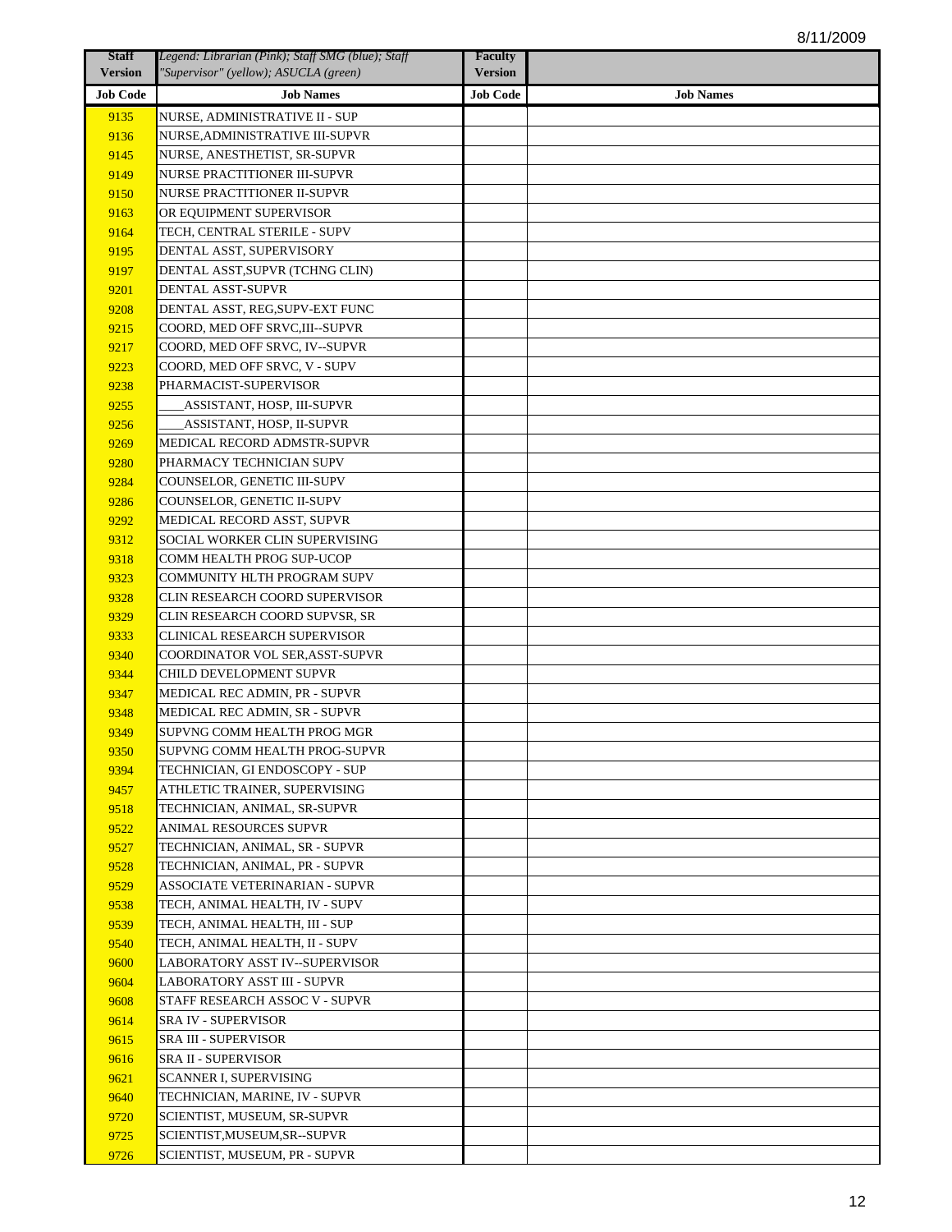8/11/2009

| Staff Version | *Legend: Librarian (Pink); Staff SMG (blue); Staff "Supervisor" (yellow); ASUCLA (green)* | Faculty Version | |
|---|---|---|---|
| **Job Code** | **Job Names** | **Job Code** | **Job Names** |
| 9135 | NURSE, ADMINISTRATIVE II - SUP | | |
| 9136 | NURSE,ADMINISTRATIVE III-SUPVR | | |
| 9145 | NURSE, ANESTHETIST, SR-SUPVR | | |
| 9149 | NURSE PRACTITIONER III-SUPVR | | |
| 9150 | NURSE PRACTITIONER II-SUPVR | | |
| 9163 | OR EQUIPMENT SUPERVISOR | | |
| 9164 | TECH, CENTRAL STERILE - SUPV | | |
| 9195 | DENTAL ASST, SUPERVISORY | | |
| 9197 | DENTAL ASST,SUPVR (TCHNG CLIN) | | |
| 9201 | DENTAL ASST-SUPVR | | |
| 9208 | DENTAL ASST, REG,SUPV-EXT FUNC | | |
| 9215 | COORD, MED OFF SRVC,III--SUPVR | | |
| 9217 | COORD, MED OFF SRVC, IV--SUPVR | | |
| 9223 | COORD, MED OFF SRVC, V - SUPV | | |
| 9238 | PHARMACIST-SUPERVISOR | | |
| 9255 | ____ASSISTANT, HOSP, III-SUPVR | | |
| 9256 | ____ASSISTANT, HOSP, II-SUPVR | | |
| 9269 | MEDICAL RECORD ADMSTR-SUPVR | | |
| 9280 | PHARMACY TECHNICIAN SUPV | | |
| 9284 | COUNSELOR, GENETIC III-SUPV | | |
| 9286 | COUNSELOR, GENETIC II-SUPV | | |
| 9292 | MEDICAL RECORD ASST, SUPVR | | |
| 9312 | SOCIAL WORKER CLIN SUPERVISING | | |
| 9318 | COMM HEALTH PROG SUP-UCOP | | |
| 9323 | COMMUNITY HLTH PROGRAM SUPV | | |
| 9328 | CLIN RESEARCH COORD SUPERVISOR | | |
| 9329 | CLIN RESEARCH COORD SUPVSR, SR | | |
| 9333 | CLINICAL RESEARCH SUPERVISOR | | |
| 9340 | COORDINATOR VOL SER,ASST-SUPVR | | |
| 9344 | CHILD DEVELOPMENT SUPVR | | |
| 9347 | MEDICAL REC ADMIN, PR - SUPVR | | |
| 9348 | MEDICAL REC ADMIN, SR - SUPVR | | |
| 9349 | SUPVNG COMM HEALTH PROG MGR | | |
| 9350 | SUPVNG COMM HEALTH PROG-SUPVR | | |
| 9394 | TECHNICIAN, GI ENDOSCOPY - SUP | | |
| 9457 | ATHLETIC TRAINER, SUPERVISING | | |
| 9518 | TECHNICIAN, ANIMAL, SR-SUPVR | | |
| 9522 | ANIMAL RESOURCES SUPVR | | |
| 9527 | TECHNICIAN, ANIMAL, SR - SUPVR | | |
| 9528 | TECHNICIAN, ANIMAL, PR - SUPVR | | |
| 9529 | ASSOCIATE VETERINARIAN - SUPVR | | |
| 9538 | TECH, ANIMAL HEALTH, IV - SUPV | | |
| 9539 | TECH, ANIMAL HEALTH, III - SUP | | |
| 9540 | TECH, ANIMAL HEALTH, II - SUPV | | |
| 9600 | LABORATORY ASST IV--SUPERVISOR | | |
| 9604 | LABORATORY ASST III - SUPVR | | |
| 9608 | STAFF RESEARCH ASSOC V - SUPVR | | |
| 9614 | SRA IV - SUPERVISOR | | |
| 9615 | SRA III - SUPERVISOR | | |
| 9616 | SRA II - SUPERVISOR | | |
| 9621 | SCANNER I, SUPERVISING | | |
| 9640 | TECHNICIAN, MARINE, IV - SUPVR | | |
| 9720 | SCIENTIST, MUSEUM, SR-SUPVR | | |
| 9725 | SCIENTIST,MUSEUM,SR--SUPVR | | |
| 9726 | SCIENTIST, MUSEUM, PR - SUPVR | | |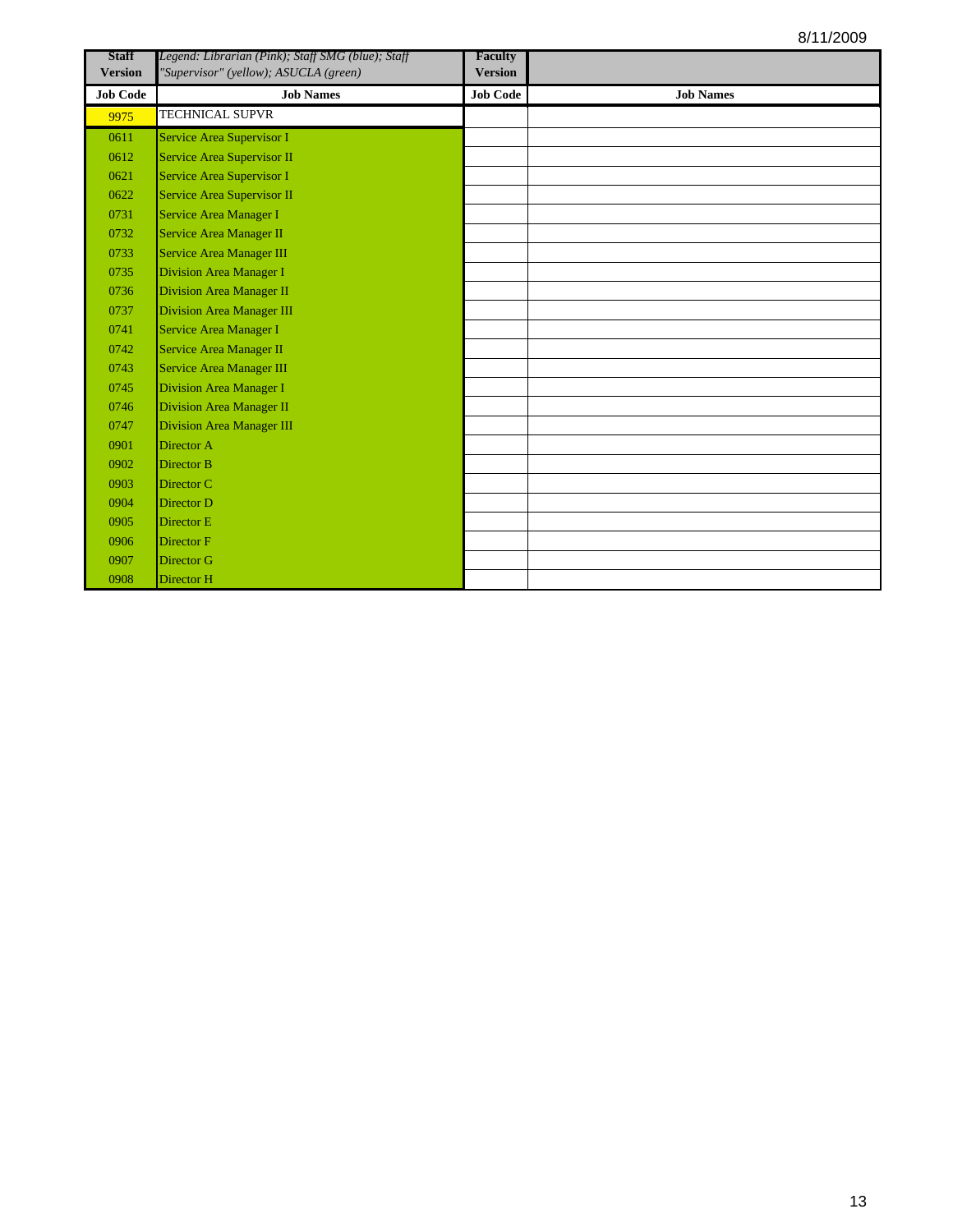8/11/2009

| Staff Version | *Legend: Librarian (Pink); Staff SMG (blue); Staff "Supervisor" (yellow); ASUCLA (green)* | Faculty Version | |
|---|---|---|---|
| **Job Code** | **Job Names** | **Job Code** | **Job Names** |
| 9975 | TECHNICAL SUPVR | | |
| 0611 | Service Area Supervisor I | | |
| 0612 | Service Area Supervisor II | | |
| 0621 | Service Area Supervisor I | | |
| 0622 | Service Area Supervisor II | | |
| 0731 | Service Area Manager I | | |
| 0732 | Service Area Manager II | | |
| 0733 | Service Area Manager III | | |
| 0735 | Division Area Manager I | | |
| 0736 | Division Area Manager II | | |
| 0737 | Division Area Manager III | | |
| 0741 | Service Area Manager I | | |
| 0742 | Service Area Manager II | | |
| 0743 | Service Area Manager III | | |
| 0745 | Division Area Manager I | | |
| 0746 | Division Area Manager II | | |
| 0747 | Division Area Manager III | | |
| 0901 | Director A | | |
| 0902 | Director B | | |
| 0903 | Director C | | |
| 0904 | Director D | | |
| 0905 | Director E | | |
| 0906 | Director F | | |
| 0907 | Director G | | |
| 0908 | Director H | | |